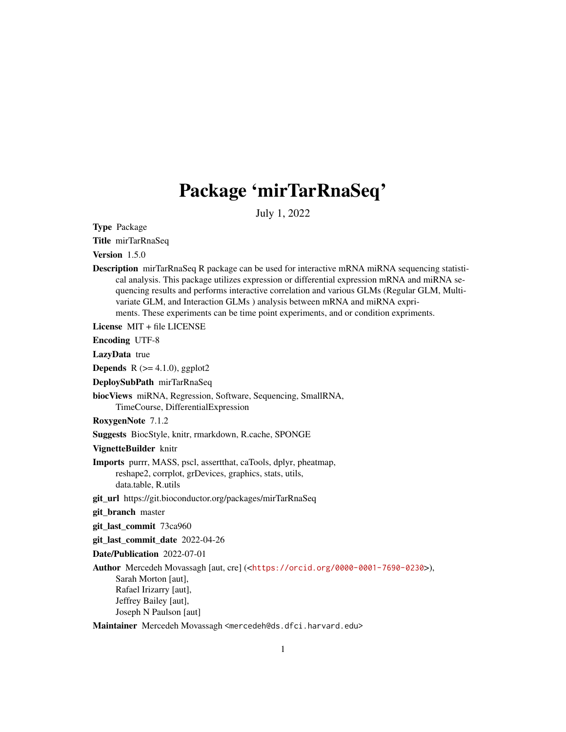# Package 'mirTarRnaSeq'

July 1, 2022

**Type** Package

**Title** mirTarRnaSeq

**Version** 1.5.0

**Description** mirTarRnaSeq R package can be used for interactive mRNA miRNA sequencing statistical analysis. This package utilizes expression or differential expression mRNA and miRNA sequencing results and performs interactive correlation and various GLMs (Regular GLM, Multivariate GLM, and Interaction GLMs ) analysis between mRNA and miRNA expriments. These experiments can be time point experiments, and or condition expriments.

**License** MIT + file LICENSE

**Encoding** UTF-8

**LazyData** true

**Depends** R (>= 4.1.0), ggplot2

**DeploySubPath** mirTarRnaSeq

**biocViews** miRNA, Regression, Software, Sequencing, SmallRNA, TimeCourse, DifferentialExpression

**RoxygenNote** 7.1.2

**Suggests** BiocStyle, knitr, rmarkdown, R.cache, SPONGE

**VignetteBuilder** knitr

**Imports** purrr, MASS, pscl, assertthat, caTools, dplyr, pheatmap, reshape2, corrplot, grDevices, graphics, stats, utils, data.table, R.utils

**git_url** https://git.bioconductor.org/packages/mirTarRnaSeq

**git_branch** master

**git_last_commit** 73ca960

**git_last_commit_date** 2022-04-26

**Date/Publication** 2022-07-01

**Author** Mercedeh Movassagh [aut, cre] (<https://orcid.org/0000-0001-7690-0230>), Sarah Morton [aut], Rafael Irizarry [aut], Jeffrey Bailey [aut], Joseph N Paulson [aut]

**Maintainer** Mercedeh Movassagh <mercedeh@ds.dfci.harvard.edu>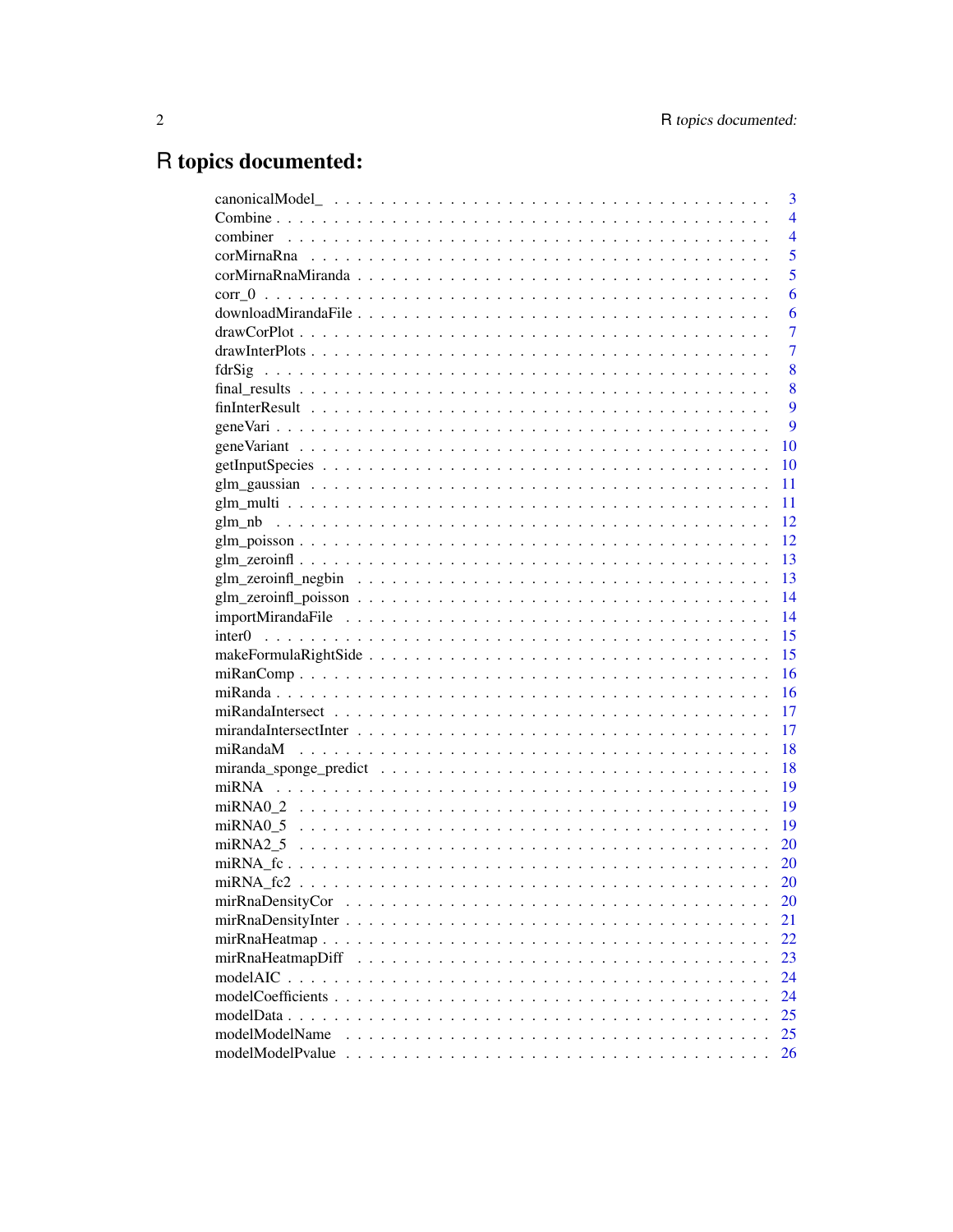# R topics documented:

canonicalModel_ . . . . . . . . . . . . . . . . . . . . . . . . . . . . . . . . . . . . 3
Combine . . . . . . . . . . . . . . . . . . . . . . . . . . . . . . . . . . . . . . . . . 4
combiner . . . . . . . . . . . . . . . . . . . . . . . . . . . . . . . . . . . . . . . . 4
corMirnaRna . . . . . . . . . . . . . . . . . . . . . . . . . . . . . . . . . . . . . . 5
corMirnaRnaMiranda . . . . . . . . . . . . . . . . . . . . . . . . . . . . . . . . . . 5
corr_0 . . . . . . . . . . . . . . . . . . . . . . . . . . . . . . . . . . . . . . . . . . 6
downloadMirandaFile . . . . . . . . . . . . . . . . . . . . . . . . . . . . . . . . . . 6
drawCorPlot . . . . . . . . . . . . . . . . . . . . . . . . . . . . . . . . . . . . . . . 7
drawInterPlots . . . . . . . . . . . . . . . . . . . . . . . . . . . . . . . . . . . . . 7
fdrSig . . . . . . . . . . . . . . . . . . . . . . . . . . . . . . . . . . . . . . . . . . 8
final_results . . . . . . . . . . . . . . . . . . . . . . . . . . . . . . . . . . . . . . 8
finInterResult . . . . . . . . . . . . . . . . . . . . . . . . . . . . . . . . . . . . . 9
geneVari . . . . . . . . . . . . . . . . . . . . . . . . . . . . . . . . . . . . . . . . 9
geneVariant . . . . . . . . . . . . . . . . . . . . . . . . . . . . . . . . . . . . . . . 10
getInputSpecies . . . . . . . . . . . . . . . . . . . . . . . . . . . . . . . . . . . . 10
glm_gaussian . . . . . . . . . . . . . . . . . . . . . . . . . . . . . . . . . . . . . . 11
glm_multi . . . . . . . . . . . . . . . . . . . . . . . . . . . . . . . . . . . . . . . . 11
glm_nb . . . . . . . . . . . . . . . . . . . . . . . . . . . . . . . . . . . . . . . . . 12
glm_poisson . . . . . . . . . . . . . . . . . . . . . . . . . . . . . . . . . . . . . . . 12
glm_zeroinfl . . . . . . . . . . . . . . . . . . . . . . . . . . . . . . . . . . . . . . 13
glm_zeroinfl_negbin . . . . . . . . . . . . . . . . . . . . . . . . . . . . . . . . . . 13
glm_zeroinfl_poisson . . . . . . . . . . . . . . . . . . . . . . . . . . . . . . . . . . 14
importMirandaFile . . . . . . . . . . . . . . . . . . . . . . . . . . . . . . . . . . . 14
inter0 . . . . . . . . . . . . . . . . . . . . . . . . . . . . . . . . . . . . . . . . . . 15
makeFormulaRightSide . . . . . . . . . . . . . . . . . . . . . . . . . . . . . . . . . 15
miRanComp . . . . . . . . . . . . . . . . . . . . . . . . . . . . . . . . . . . . . . . 16
miRanda . . . . . . . . . . . . . . . . . . . . . . . . . . . . . . . . . . . . . . . . . 16
miRandaIntersect . . . . . . . . . . . . . . . . . . . . . . . . . . . . . . . . . . . . 17
mirandaIntersectInter . . . . . . . . . . . . . . . . . . . . . . . . . . . . . . . . . 17
miRandaM . . . . . . . . . . . . . . . . . . . . . . . . . . . . . . . . . . . . . . . . 18
miranda_sponge_predict . . . . . . . . . . . . . . . . . . . . . . . . . . . . . . . . 18
miRNA . . . . . . . . . . . . . . . . . . . . . . . . . . . . . . . . . . . . . . . . . . 19
miRNA0_2 . . . . . . . . . . . . . . . . . . . . . . . . . . . . . . . . . . . . . . . . 19
miRNA0_5 . . . . . . . . . . . . . . . . . . . . . . . . . . . . . . . . . . . . . . . . 19
miRNA2_5 . . . . . . . . . . . . . . . . . . . . . . . . . . . . . . . . . . . . . . . . 20
miRNA_fc . . . . . . . . . . . . . . . . . . . . . . . . . . . . . . . . . . . . . . . . 20
miRNA_fc2 . . . . . . . . . . . . . . . . . . . . . . . . . . . . . . . . . . . . . . . 20
mirRnaDensityCor . . . . . . . . . . . . . . . . . . . . . . . . . . . . . . . . . . . 20
mirRnaDensityInter . . . . . . . . . . . . . . . . . . . . . . . . . . . . . . . . . . 21
mirRnaHeatmap . . . . . . . . . . . . . . . . . . . . . . . . . . . . . . . . . . . . . 22
mirRnaHeatmapDiff . . . . . . . . . . . . . . . . . . . . . . . . . . . . . . . . . . . 23
modelAIC . . . . . . . . . . . . . . . . . . . . . . . . . . . . . . . . . . . . . . . . 24
modelCoefficients . . . . . . . . . . . . . . . . . . . . . . . . . . . . . . . . . . . 24
modelData . . . . . . . . . . . . . . . . . . . . . . . . . . . . . . . . . . . . . . . . 25
modelModelName . . . . . . . . . . . . . . . . . . . . . . . . . . . . . . . . . . . . 25
modelModelPvalue . . . . . . . . . . . . . . . . . . . . . . . . . . . . . . . . . . . 26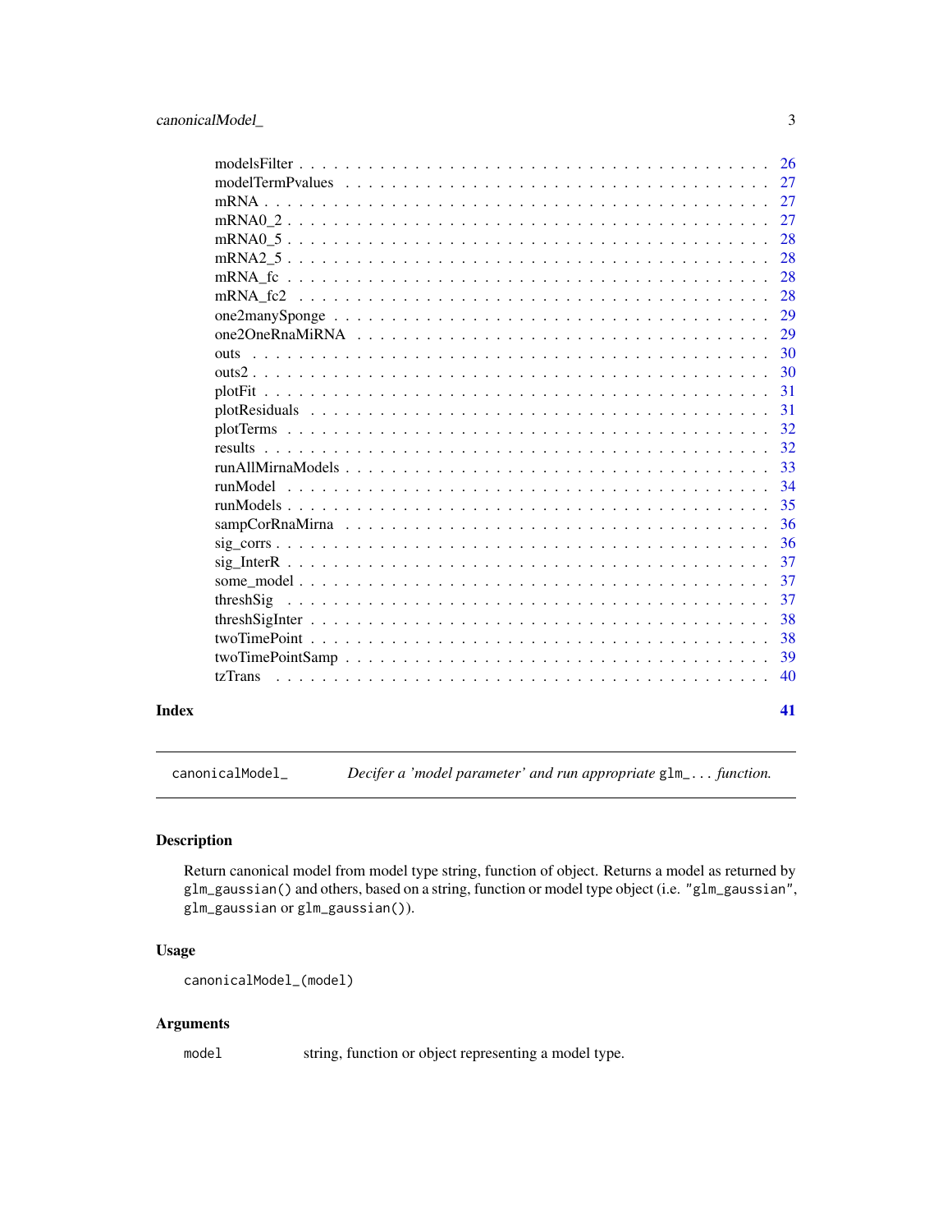modelsFilter . . . . . . . . . . . . . . . . . . . . . . . . . . . . . . . . . . . . . 26
modelTermPvalues . . . . . . . . . . . . . . . . . . . . . . . . . . . . . . . . . . 27
mRNA . . . . . . . . . . . . . . . . . . . . . . . . . . . . . . . . . . . . . . . . 27
mRNA0_2 . . . . . . . . . . . . . . . . . . . . . . . . . . . . . . . . . . . . . . 27
mRNA0_5 . . . . . . . . . . . . . . . . . . . . . . . . . . . . . . . . . . . . . . 28
mRNA2_5 . . . . . . . . . . . . . . . . . . . . . . . . . . . . . . . . . . . . . . 28
mRNA_fc . . . . . . . . . . . . . . . . . . . . . . . . . . . . . . . . . . . . . . 28
mRNA_fc2 . . . . . . . . . . . . . . . . . . . . . . . . . . . . . . . . . . . . . 28
one2manySponge . . . . . . . . . . . . . . . . . . . . . . . . . . . . . . . . . . 29
one2OneRnaMiRNA . . . . . . . . . . . . . . . . . . . . . . . . . . . . . . . . . 29
outs . . . . . . . . . . . . . . . . . . . . . . . . . . . . . . . . . . . . . . . . 30
outs2 . . . . . . . . . . . . . . . . . . . . . . . . . . . . . . . . . . . . . . . 30
plotFit . . . . . . . . . . . . . . . . . . . . . . . . . . . . . . . . . . . . . . 31
plotResiduals . . . . . . . . . . . . . . . . . . . . . . . . . . . . . . . . . . . 31
plotTerms . . . . . . . . . . . . . . . . . . . . . . . . . . . . . . . . . . . . . 32
results . . . . . . . . . . . . . . . . . . . . . . . . . . . . . . . . . . . . . . 32
runAllMirnaModels . . . . . . . . . . . . . . . . . . . . . . . . . . . . . . . . . 33
runModel . . . . . . . . . . . . . . . . . . . . . . . . . . . . . . . . . . . . . 34
runModels . . . . . . . . . . . . . . . . . . . . . . . . . . . . . . . . . . . . . 35
sampCorRnaMirna . . . . . . . . . . . . . . . . . . . . . . . . . . . . . . . . . . 36
sig_corrs . . . . . . . . . . . . . . . . . . . . . . . . . . . . . . . . . . . . . 36
sig_InterR . . . . . . . . . . . . . . . . . . . . . . . . . . . . . . . . . . . . 37
some_model . . . . . . . . . . . . . . . . . . . . . . . . . . . . . . . . . . . . 37
threshSig . . . . . . . . . . . . . . . . . . . . . . . . . . . . . . . . . . . . . 37
threshSigInter . . . . . . . . . . . . . . . . . . . . . . . . . . . . . . . . . . . 38
twoTimePoint . . . . . . . . . . . . . . . . . . . . . . . . . . . . . . . . . . . . 38
twoTimePointSamp . . . . . . . . . . . . . . . . . . . . . . . . . . . . . . . . . . 39
tzTrans . . . . . . . . . . . . . . . . . . . . . . . . . . . . . . . . . . . . . . 40

**Index** **41**

---

`canonicalModel_` *Decifer a 'model parameter' and run appropriate `glm_...` function.*

---

## Description

Return canonical model from model type string, function of object. Returns a model as returned by `glm_gaussian()` and others, based on a string, function or model type object (i.e. `"glm_gaussian"`, `glm_gaussian` or `glm_gaussian()`).

## Usage

```
canonicalModel_(model)
```

## Arguments

`model` string, function or object representing a model type.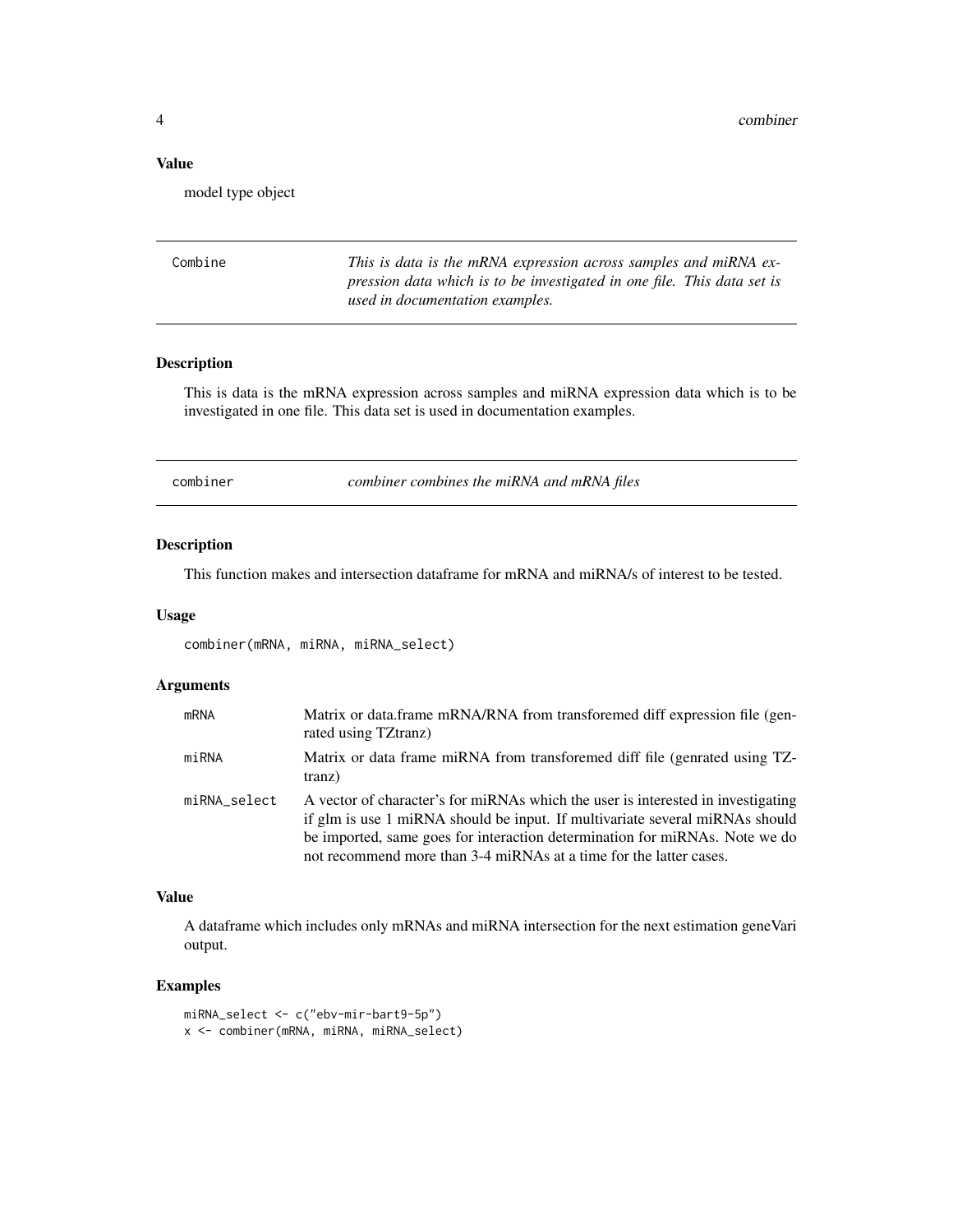### Value

model type object

---

| Combine | *This is data is the mRNA expression across samples and miRNA expression data which is to be investigated in one file. This data set is used in documentation examples.* |
|---|---|

### Description

This is data is the mRNA expression across samples and miRNA expression data which is to be investigated in one file. This data set is used in documentation examples.

---

| combiner | *combiner combines the miRNA and mRNA files* |
|---|---|

### Description

This function makes and intersection dataframe for mRNA and miRNA/s of interest to be tested.

### Usage

```
combiner(mRNA, miRNA, miRNA_select)
```

### Arguments

| | |
|---|---|
| mRNA | Matrix or data.frame mRNA/RNA from transforemed diff expression file (genrated using TZtranz) |
| miRNA | Matrix or data frame miRNA from transforemed diff file (genrated using TZtranz) |
| miRNA_select | A vector of character's for miRNAs which the user is interested in investigating if glm is use 1 miRNA should be input. If multivariate several miRNAs should be imported, same goes for interaction determination for miRNAs. Note we do not recommend more than 3-4 miRNAs at a time for the latter cases. |

### Value

A dataframe which includes only mRNAs and miRNA intersection for the next estimation geneVari output.

### Examples

```
miRNA_select <- c("ebv-mir-bart9-5p")
x <- combiner(mRNA, miRNA, miRNA_select)
```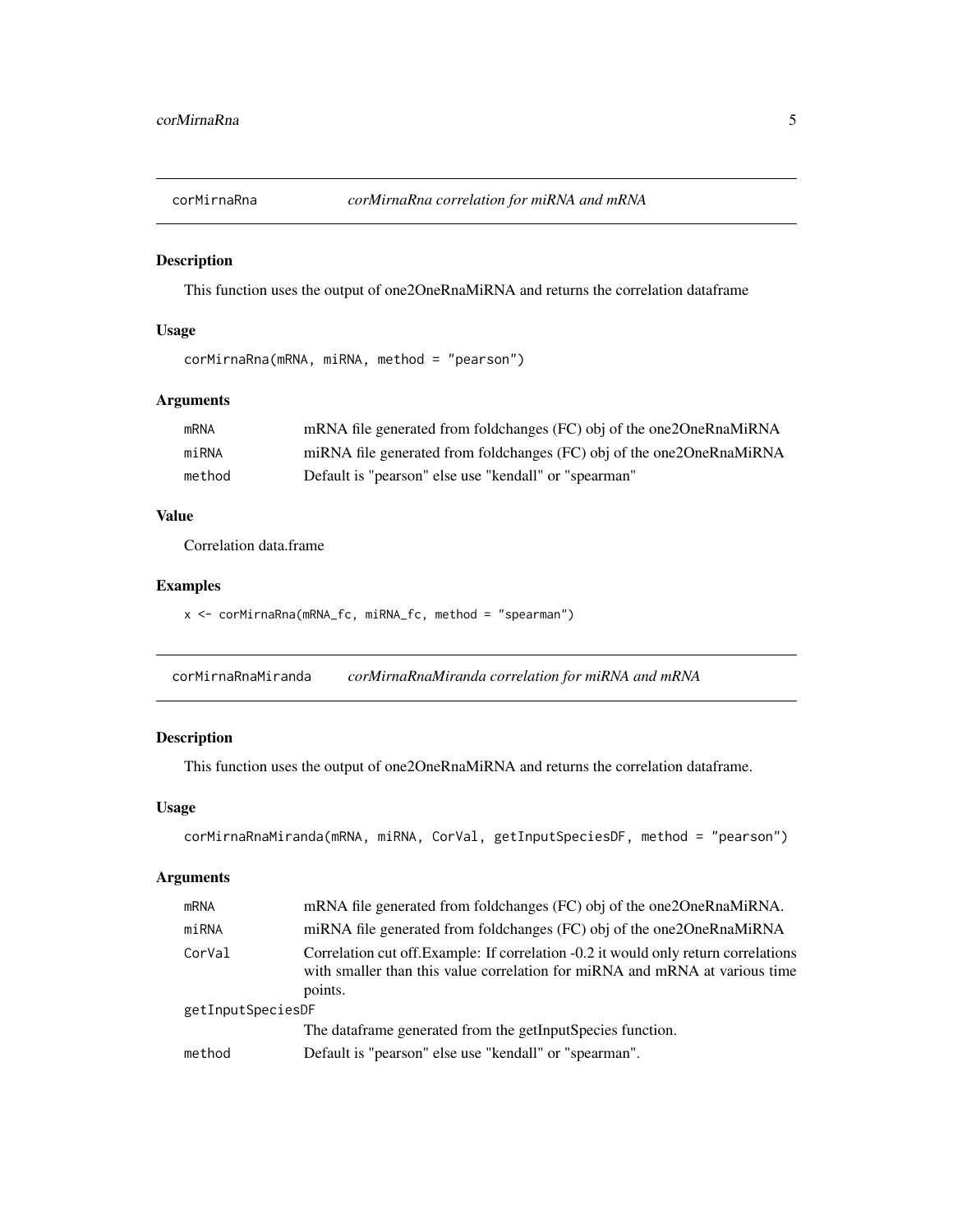## corMirnaRna *corMirnaRna correlation for miRNA and mRNA*

### Description

This function uses the output of one2OneRnaMiRNA and returns the correlation dataframe

### Usage

```
corMirnaRna(mRNA, miRNA, method = "pearson")
```

### Arguments

| | |
|---|---|
| mRNA | mRNA file generated from foldchanges (FC) obj of the one2OneRnaMiRNA |
| miRNA | miRNA file generated from foldchanges (FC) obj of the one2OneRnaMiRNA |
| method | Default is "pearson" else use "kendall" or "spearman" |

### Value

Correlation data.frame

### Examples

```
x <- corMirnaRna(mRNA_fc, miRNA_fc, method = "spearman")
```

## corMirnaRnaMiranda *corMirnaRnaMiranda correlation for miRNA and mRNA*

### Description

This function uses the output of one2OneRnaMiRNA and returns the correlation dataframe.

### Usage

```
corMirnaRnaMiranda(mRNA, miRNA, CorVal, getInputSpeciesDF, method = "pearson")
```

### Arguments

| | |
|---|---|
| mRNA | mRNA file generated from foldchanges (FC) obj of the one2OneRnaMiRNA. |
| miRNA | miRNA file generated from foldchanges (FC) obj of the one2OneRnaMiRNA |
| CorVal | Correlation cut off.Example: If correlation -0.2 it would only return correlations with smaller than this value correlation for miRNA and mRNA at various time points. |
| getInputSpeciesDF | The dataframe generated from the getInputSpecies function. |
| method | Default is "pearson" else use "kendall" or "spearman". |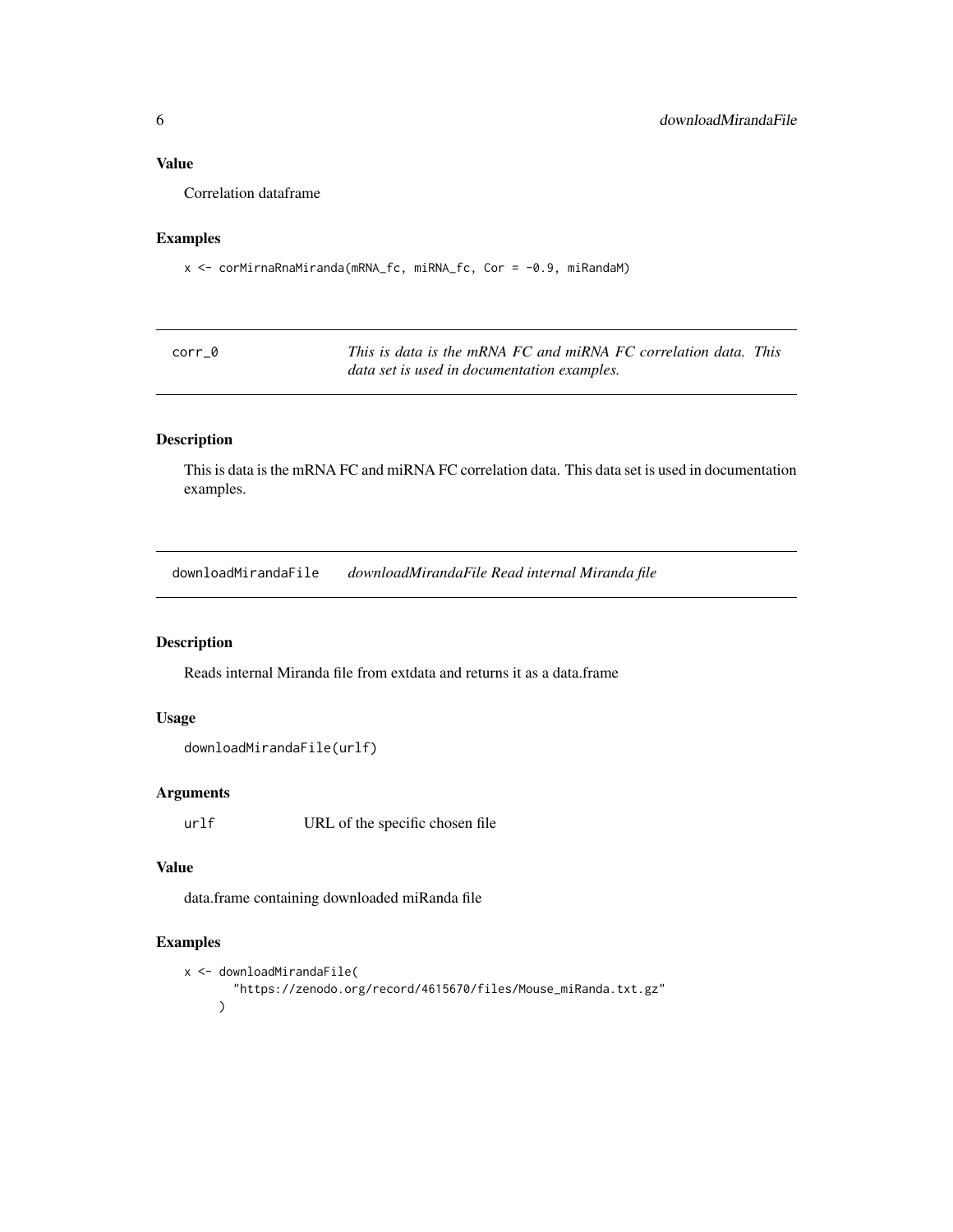### Value

Correlation dataframe

### Examples

```
x <- corMirnaRnaMiranda(mRNA_fc, miRNA_fc, Cor = -0.9, miRandaM)
```

## corr_0 — *This is data is the mRNA FC and miRNA FC correlation data. This data set is used in documentation examples.*

### Description

This is data is the mRNA FC and miRNA FC correlation data. This data set is used in documentation examples.

## downloadMirandaFile — *downloadMirandaFile Read internal Miranda file*

### Description

Reads internal Miranda file from extdata and returns it as a data.frame

### Usage

```
downloadMirandaFile(urlf)
```

### Arguments

| | |
|---|---|
| urlf | URL of the specific chosen file |

### Value

data.frame containing downloaded miRanda file

### Examples

```
x <- downloadMirandaFile(
      "https://zenodo.org/record/4615670/files/Mouse_miRanda.txt.gz"
    )
```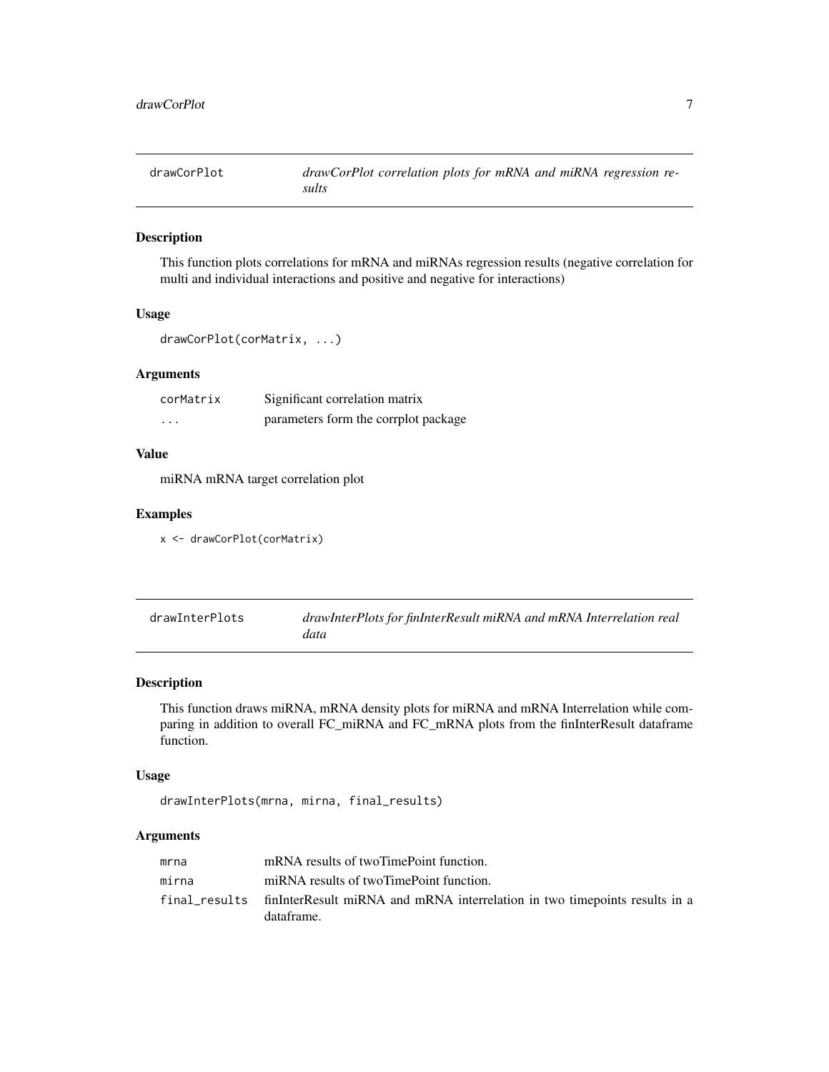## drawCorPlot — *drawCorPlot correlation plots for mRNA and miRNA regression results*

### Description

This function plots correlations for mRNA and miRNAs regression results (negative correlation for multi and individual interactions and positive and negative for interactions)

### Usage

```
drawCorPlot(corMatrix, ...)
```

### Arguments

| | |
|---|---|
| corMatrix | Significant correlation matrix |
| ... | parameters form the corrplot package |

### Value

miRNA mRNA target correlation plot

### Examples

```
x <- drawCorPlot(corMatrix)
```

## drawInterPlots — *drawInterPlots for finInterResult miRNA and mRNA Interrelation real data*

### Description

This function draws miRNA, mRNA density plots for miRNA and mRNA Interrelation while comparing in addition to overall FC_miRNA and FC_mRNA plots from the finInterResult dataframe function.

### Usage

```
drawInterPlots(mrna, mirna, final_results)
```

### Arguments

| | |
|---|---|
| mrna | mRNA results of twoTimePoint function. |
| mirna | miRNA results of twoTimePoint function. |
| final_results | finInterResult miRNA and mRNA interrelation in two timepoints results in a dataframe. |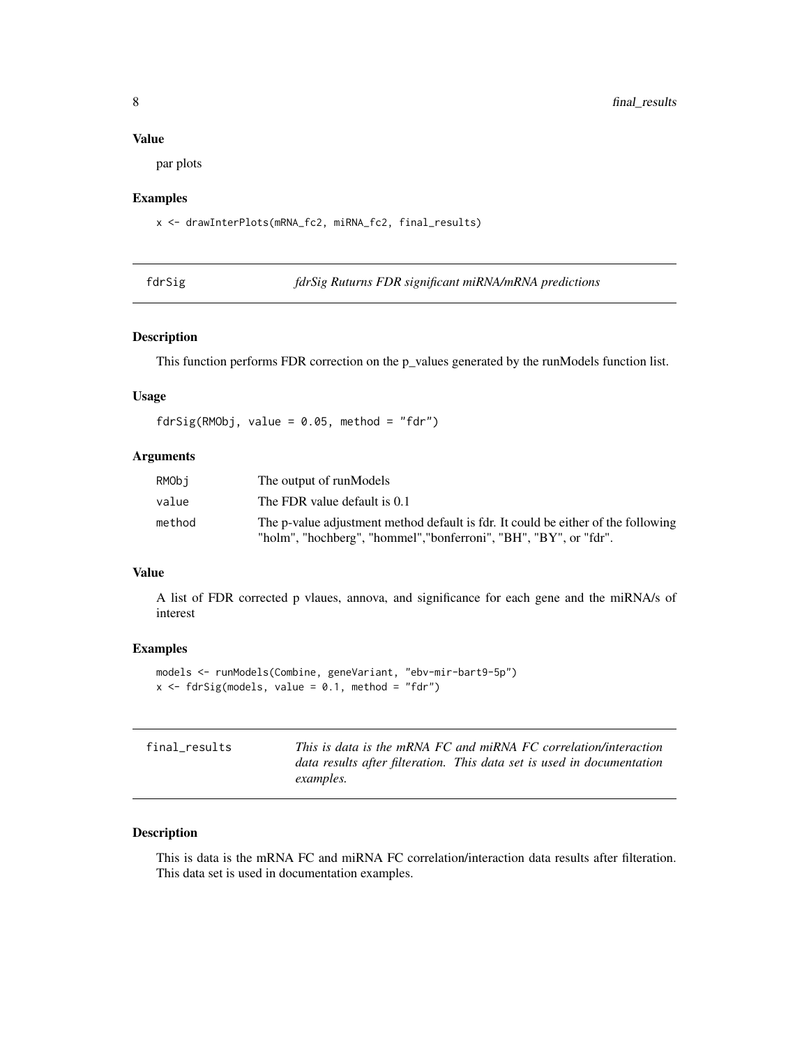### Value

par plots

### Examples

```
x <- drawInterPlots(mRNA_fc2, miRNA_fc2, final_results)
```

## fdrSig — *fdrSig Ruturns FDR significant miRNA/mRNA predictions*

### Description

This function performs FDR correction on the p_values generated by the runModels function list.

### Usage

```
fdrSig(RMObj, value = 0.05, method = "fdr")
```

### Arguments

| | |
|---|---|
| RMObj | The output of runModels |
| value | The FDR value default is 0.1 |
| method | The p-value adjustment method default is fdr. It could be either of the following "holm", "hochberg", "hommel","bonferroni", "BH", "BY", or "fdr". |

### Value

A list of FDR corrected p vlaues, annova, and significance for each gene and the miRNA/s of interest

### Examples

```
models <- runModels(Combine, geneVariant, "ebv-mir-bart9-5p")
x <- fdrSig(models, value = 0.1, method = "fdr")
```

## final_results — *This is data is the mRNA FC and miRNA FC correlation/interaction data results after filteration. This data set is used in documentation examples.*

### Description

This is data is the mRNA FC and miRNA FC correlation/interaction data results after filteration. This data set is used in documentation examples.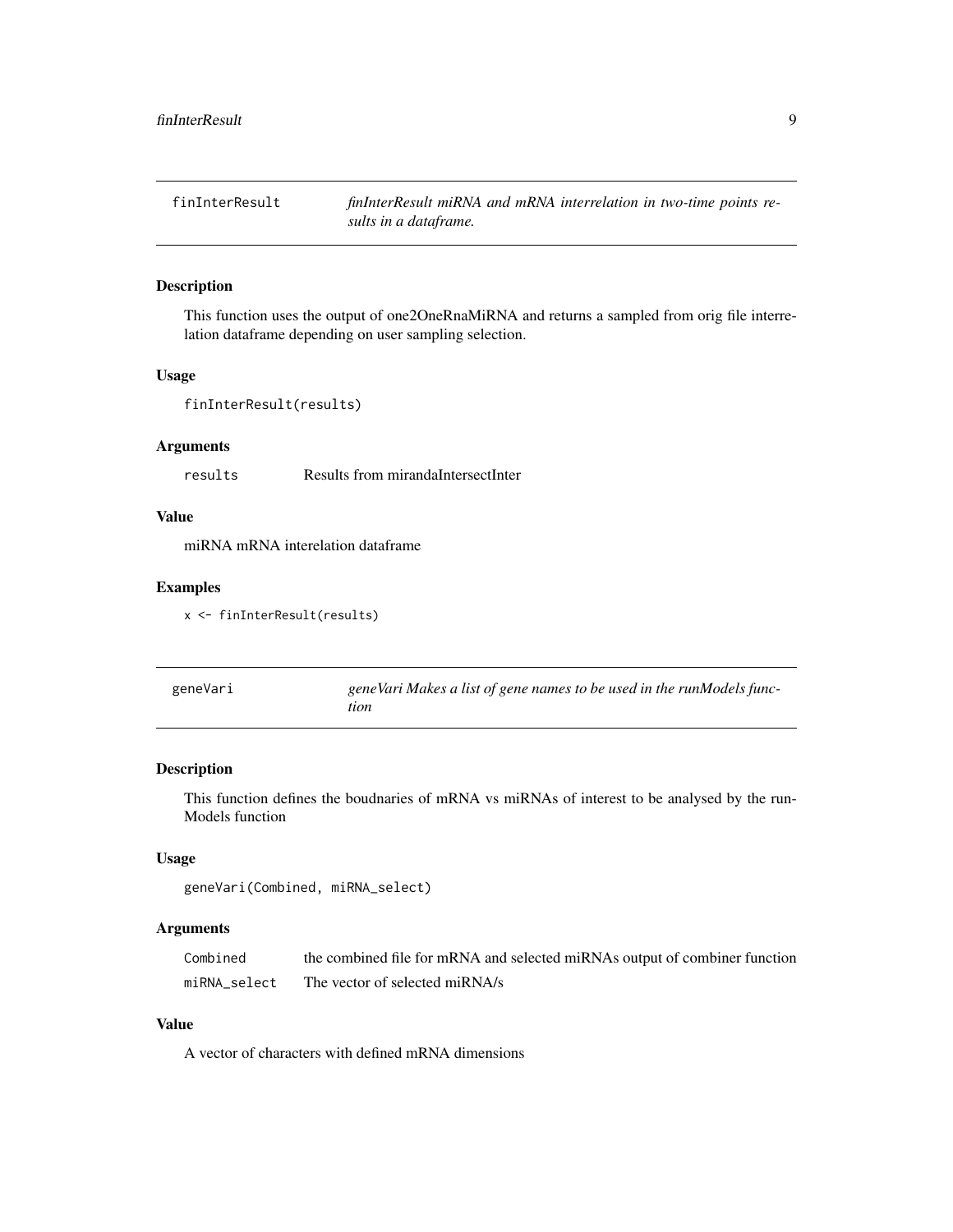## finInterResult — *finInterResult miRNA and mRNA interrelation in two-time points results in a dataframe.*

### Description

This function uses the output of one2OneRnaMiRNA and returns a sampled from orig file interrelation dataframe depending on user sampling selection.

### Usage

```
finInterResult(results)
```

### Arguments

| | |
|---|---|
| results | Results from mirandaIntersectInter |

### Value

miRNA mRNA interelation dataframe

### Examples

```
x <- finInterResult(results)
```

## geneVari — *geneVari Makes a list of gene names to be used in the runModels function*

### Description

This function defines the boudnaries of mRNA vs miRNAs of interest to be analysed by the runModels function

### Usage

```
geneVari(Combined, miRNA_select)
```

### Arguments

| | |
|---|---|
| Combined | the combined file for mRNA and selected miRNAs output of combiner function |
| miRNA_select | The vector of selected miRNA/s |

### Value

A vector of characters with defined mRNA dimensions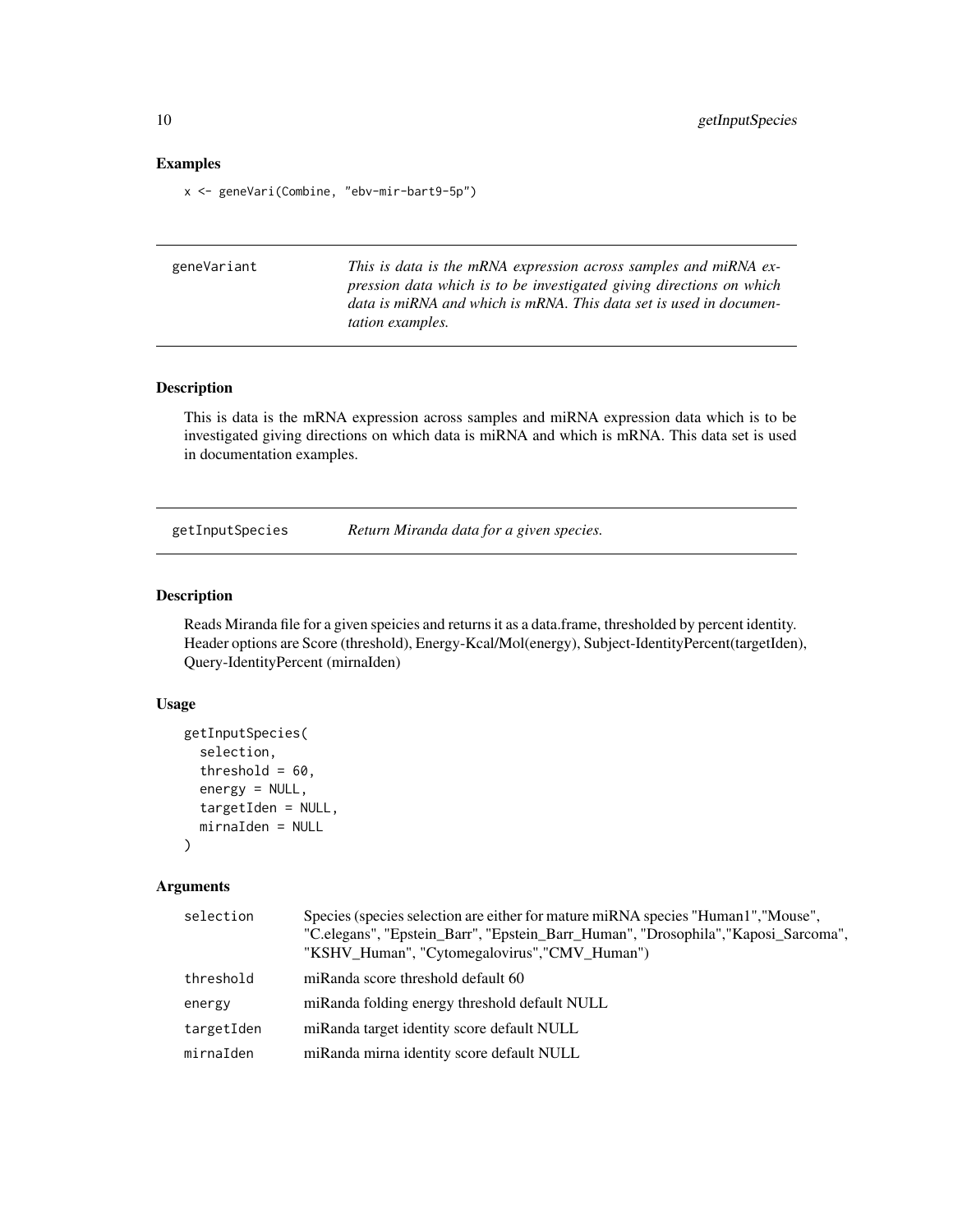## Examples

```
x <- geneVari(Combine, "ebv-mir-bart9-5p")
```

---

`geneVariant` *This is data is the mRNA expression across samples and miRNA expression data which is to be investigated giving directions on which data is miRNA and which is mRNA. This data set is used in documentation examples.*

---

## Description

This is data is the mRNA expression across samples and miRNA expression data which is to be investigated giving directions on which data is miRNA and which is mRNA. This data set is used in documentation examples.

---

`getInputSpecies` *Return Miranda data for a given species.*

---

## Description

Reads Miranda file for a given speicies and returns it as a data.frame, thresholded by percent identity. Header options are Score (threshold), Energy-Kcal/Mol(energy), Subject-IdentityPercent(targetIden), Query-IdentityPercent (mirnaIden)

## Usage

```
getInputSpecies(
  selection,
  threshold = 60,
  energy = NULL,
  targetIden = NULL,
  mirnaIden = NULL
)
```

## Arguments

| | |
|---|---|
| `selection` | Species (species selection are either for mature miRNA species "Human1","Mouse", "C.elegans", "Epstein_Barr", "Epstein_Barr_Human", "Drosophila","Kaposi_Sarcoma", "KSHV_Human", "Cytomegalovirus","CMV_Human") |
| `threshold` | miRanda score threshold default 60 |
| `energy` | miRanda folding energy threshold default NULL |
| `targetIden` | miRanda target identity score default NULL |
| `mirnaIden` | miRanda mirna identity score default NULL |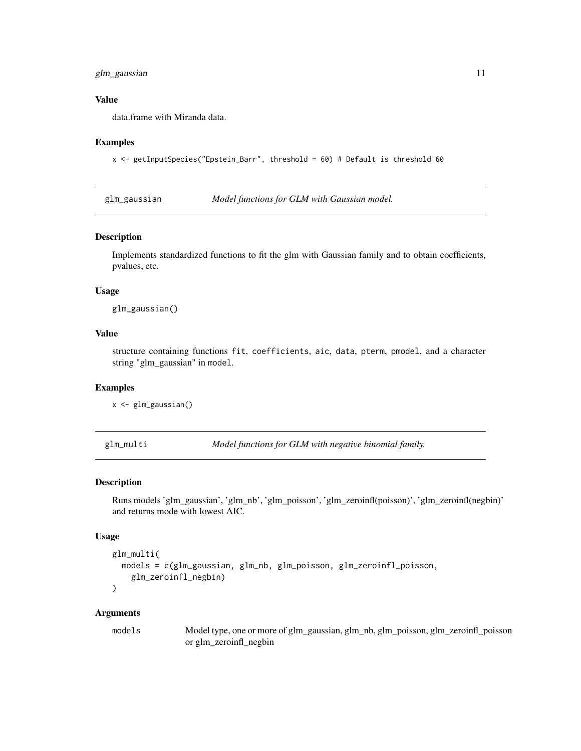### Value

data.frame with Miranda data.

### Examples

```
x <- getInputSpecies("Epstein_Barr", threshold = 60) # Default is threshold 60
```

---

## glm_gaussian — *Model functions for GLM with Gaussian model.*

### Description

Implements standardized functions to fit the glm with Gaussian family and to obtain coefficients, pvalues, etc.

### Usage

```
glm_gaussian()
```

### Value

structure containing functions `fit`, `coefficients`, `aic`, `data`, `pterm`, `pmodel`, and a character string "glm_gaussian" in `model`.

### Examples

```
x <- glm_gaussian()
```

---

## glm_multi — *Model functions for GLM with negative binomial family.*

### Description

Runs models 'glm_gaussian', 'glm_nb', 'glm_poisson', 'glm_zeroinfl(poisson)', 'glm_zeroinfl(negbin)' and returns mode with lowest AIC.

### Usage

```
glm_multi(
  models = c(glm_gaussian, glm_nb, glm_poisson, glm_zeroinfl_poisson,
    glm_zeroinfl_negbin)
)
```

### Arguments

| | |
|---|---|
| `models` | Model type, one or more of glm_gaussian, glm_nb, glm_poisson, glm_zeroinfl_poisson or glm_zeroinfl_negbin |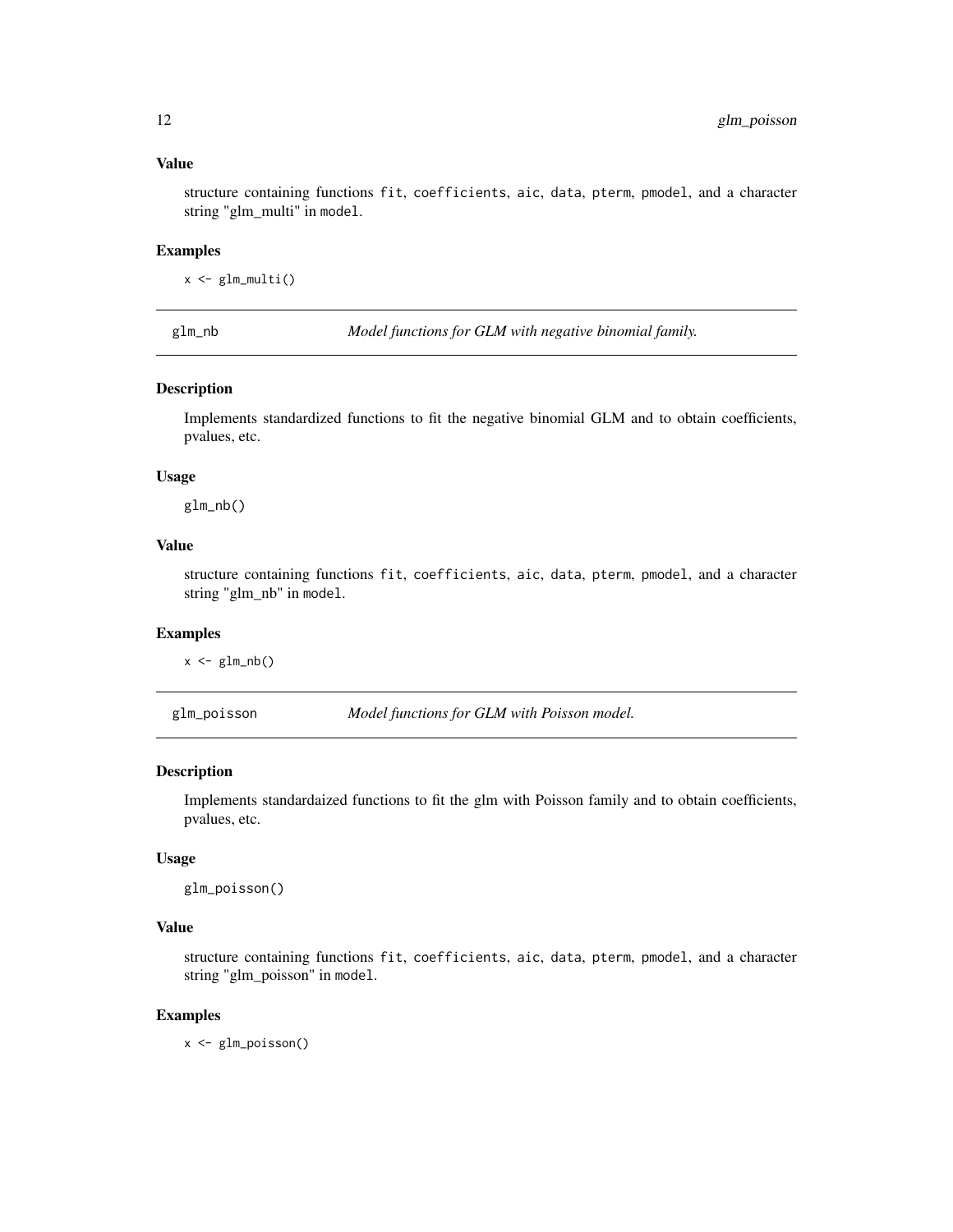### Value

structure containing functions `fit`, `coefficients`, `aic`, `data`, `pterm`, `pmodel`, and a character string "glm_multi" in `model`.

### Examples

```
x <- glm_multi()
```

---

## glm_nb — *Model functions for GLM with negative binomial family.*

### Description

Implements standardized functions to fit the negative binomial GLM and to obtain coefficients, pvalues, etc.

### Usage

```
glm_nb()
```

### Value

structure containing functions `fit`, `coefficients`, `aic`, `data`, `pterm`, `pmodel`, and a character string "glm_nb" in `model`.

### Examples

```
x <- glm_nb()
```

---

## glm_poisson — *Model functions for GLM with Poisson model.*

### Description

Implements standardaized functions to fit the glm with Poisson family and to obtain coefficients, pvalues, etc.

### Usage

```
glm_poisson()
```

### Value

structure containing functions `fit`, `coefficients`, `aic`, `data`, `pterm`, `pmodel`, and a character string "glm_poisson" in `model`.

### Examples

```
x <- glm_poisson()
```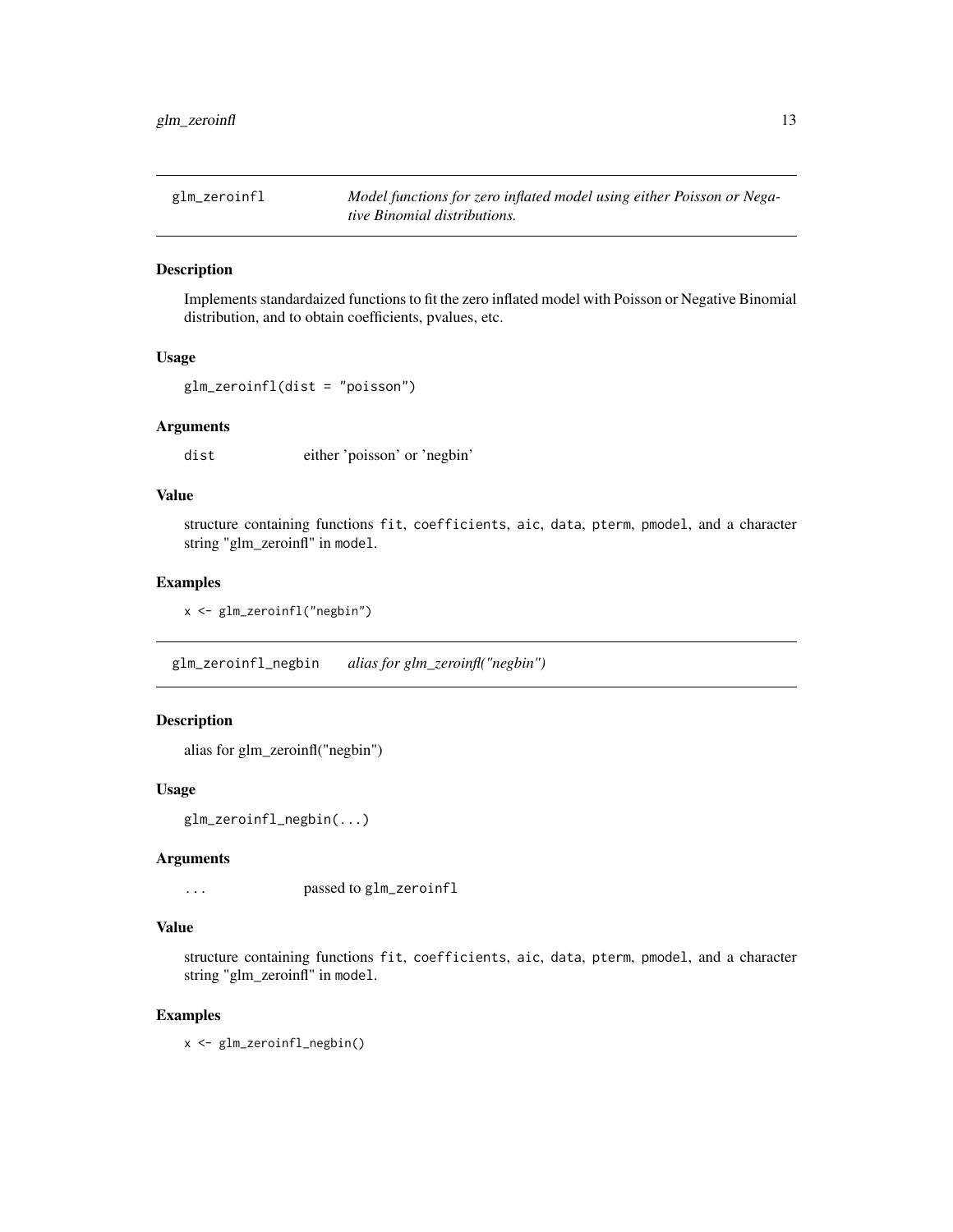## glm_zeroinfl

*Model functions for zero inflated model using either Poisson or Negative Binomial distributions.*

### Description

Implements standardaized functions to fit the zero inflated model with Poisson or Negative Binomial distribution, and to obtain coefficients, pvalues, etc.

### Usage

```
glm_zeroinfl(dist = "poisson")
```

### Arguments

| | |
|---|---|
| `dist` | either 'poisson' or 'negbin' |

### Value

structure containing functions `fit`, `coefficients`, `aic`, `data`, `pterm`, `pmodel`, and a character string "glm_zeroinfl" in `model`.

### Examples

```
x <- glm_zeroinfl("negbin")
```

## glm_zeroinfl_negbin

*alias for glm_zeroinfl("negbin")*

### Description

alias for glm_zeroinfl("negbin")

### Usage

```
glm_zeroinfl_negbin(...)
```

### Arguments

| | |
|---|---|
| `...` | passed to `glm_zeroinfl` |

### Value

structure containing functions `fit`, `coefficients`, `aic`, `data`, `pterm`, `pmodel`, and a character string "glm_zeroinfl" in `model`.

### Examples

```
x <- glm_zeroinfl_negbin()
```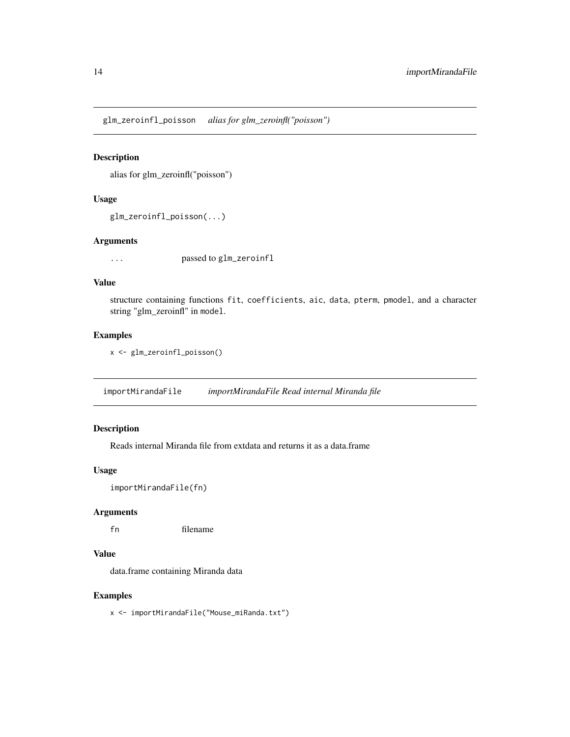## glm_zeroinfl_poisson *alias for glm_zeroinfl("poisson")*

### Description

alias for glm_zeroinfl("poisson")

### Usage

```
glm_zeroinfl_poisson(...)
```

### Arguments

| | |
|---|---|
| ... | passed to `glm_zeroinfl` |

### Value

structure containing functions `fit`, `coefficients`, `aic`, `data`, `pterm`, `pmodel`, and a character string "glm_zeroinfl" in `model`.

### Examples

```
x <- glm_zeroinfl_poisson()
```

## importMirandaFile *importMirandaFile Read internal Miranda file*

### Description

Reads internal Miranda file from extdata and returns it as a data.frame

### Usage

```
importMirandaFile(fn)
```

### Arguments

| | |
|---|---|
| fn | filename |

### Value

data.frame containing Miranda data

### Examples

```
x <- importMirandaFile("Mouse_miRanda.txt")
```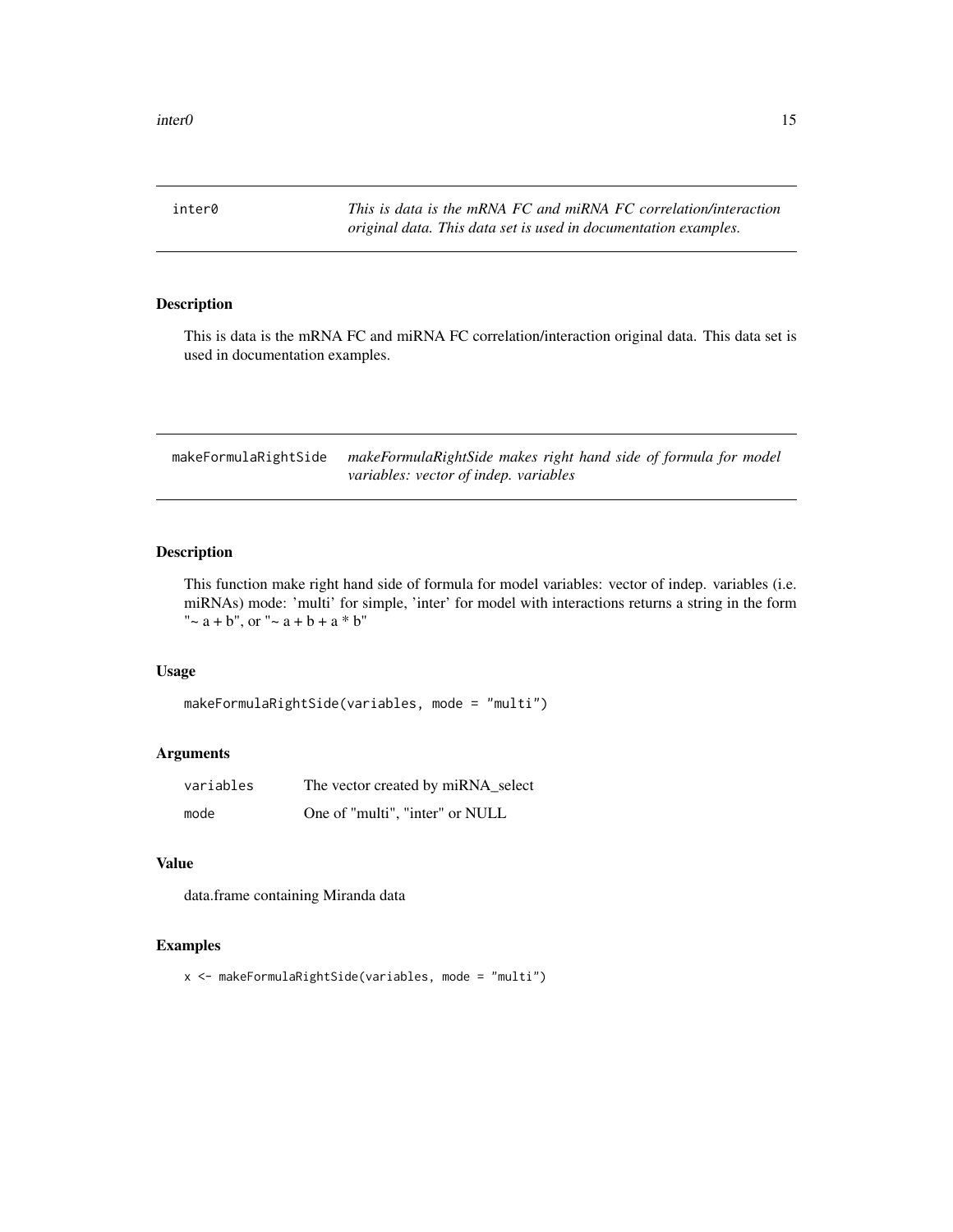## inter0

*This is data is the mRNA FC and miRNA FC correlation/interaction original data. This data set is used in documentation examples.*

### Description

This is data is the mRNA FC and miRNA FC correlation/interaction original data. This data set is used in documentation examples.

## makeFormulaRightSide

*makeFormulaRightSide makes right hand side of formula for model variables: vector of indep. variables*

### Description

This function make right hand side of formula for model variables: vector of indep. variables (i.e. miRNAs) mode: 'multi' for simple, 'inter' for model with interactions returns a string in the form "~ a + b", or "~ a + b + a * b"

### Usage

```
makeFormulaRightSide(variables, mode = "multi")
```

### Arguments

| | |
|---|---|
| variables | The vector created by miRNA_select |
| mode | One of "multi", "inter" or NULL |

### Value

data.frame containing Miranda data

### Examples

```
x <- makeFormulaRightSide(variables, mode = "multi")
```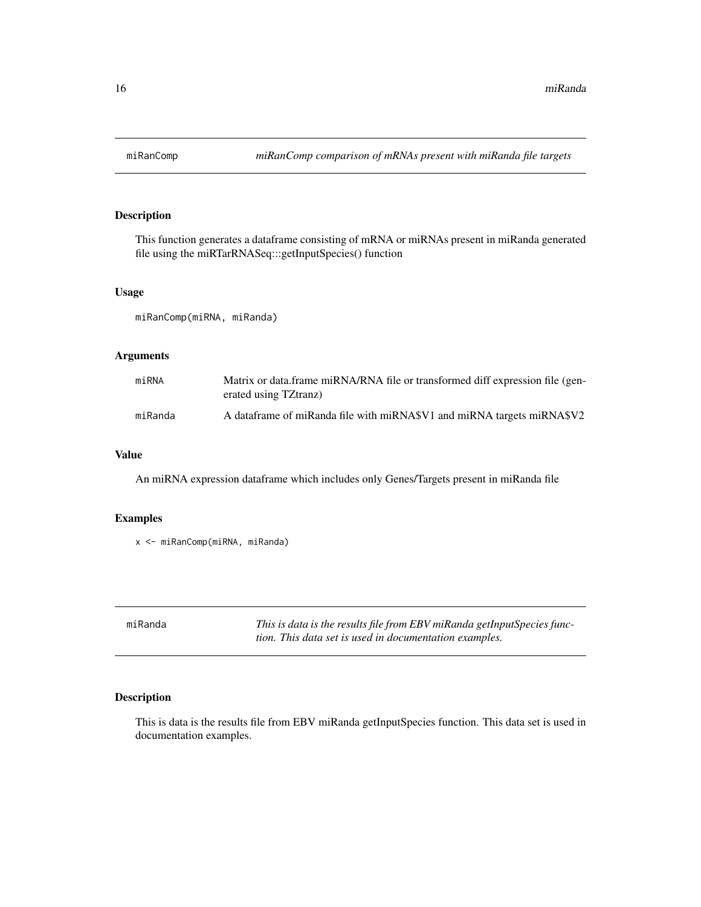## miRanComp — *miRanComp comparison of mRNAs present with miRanda file targets*

### Description

This function generates a dataframe consisting of mRNA or miRNAs present in miRanda generated file using the miRTarRNASeq:::getInputSpecies() function

### Usage

```
miRanComp(miRNA, miRanda)
```

### Arguments

| | |
|---|---|
| miRNA | Matrix or data.frame miRNA/RNA file or transformed diff expression file (generated using TZtranz) |
| miRanda | A dataframe of miRanda file with miRNA$V1 and miRNA targets miRNA$V2 |

### Value

An miRNA expression dataframe which includes only Genes/Targets present in miRanda file

### Examples

```
x <- miRanComp(miRNA, miRanda)
```

## miRanda — *This is data is the results file from EBV miRanda getInputSpecies function. This data set is used in documentation examples.*

### Description

This is data is the results file from EBV miRanda getInputSpecies function. This data set is used in documentation examples.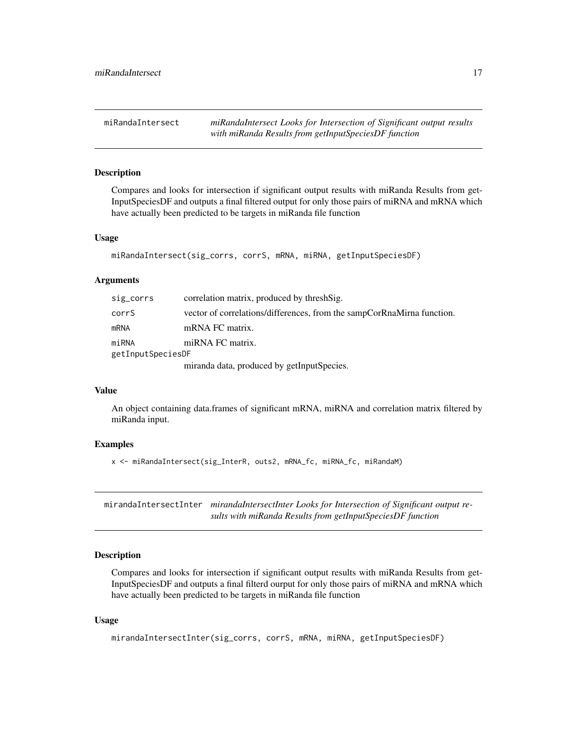## miRandaIntersect — *miRandaIntersect Looks for Intersection of Significant output results with miRanda Results from getInputSpeciesDF function*

### Description

Compares and looks for intersection if significant output results with miRanda Results from getInputSpeciesDF and outputs a final filtered output for only those pairs of miRNA and mRNA which have actually been predicted to be targets in miRanda file function

### Usage

```
miRandaIntersect(sig_corrs, corrS, mRNA, miRNA, getInputSpeciesDF)
```

### Arguments

| | |
|---|---|
| `sig_corrs` | correlation matrix, produced by threshSig. |
| `corrS` | vector of correlations/differences, from the sampCorRnaMirna function. |
| `mRNA` | mRNA FC matrix. |
| `miRNA` | miRNA FC matrix. |
| `getInputSpeciesDF` | miranda data, produced by getInputSpecies. |

### Value

An object containing data.frames of significant mRNA, miRNA and correlation matrix filtered by miRanda input.

### Examples

```
x <- miRandaIntersect(sig_InterR, outs2, mRNA_fc, miRNA_fc, miRandaM)
```

## mirandaIntersectInter — *mirandaIntersectInter Looks for Intersection of Significant output results with miRanda Results from getInputSpeciesDF function*

### Description

Compares and looks for intersection if significant output results with miRanda Results from getInputSpeciesDF and outputs a final filterd ourput for only those pairs of miRNA and mRNA which have actually been predicted to be targets in miRanda file function

### Usage

```
mirandaIntersectInter(sig_corrs, corrS, mRNA, miRNA, getInputSpeciesDF)
```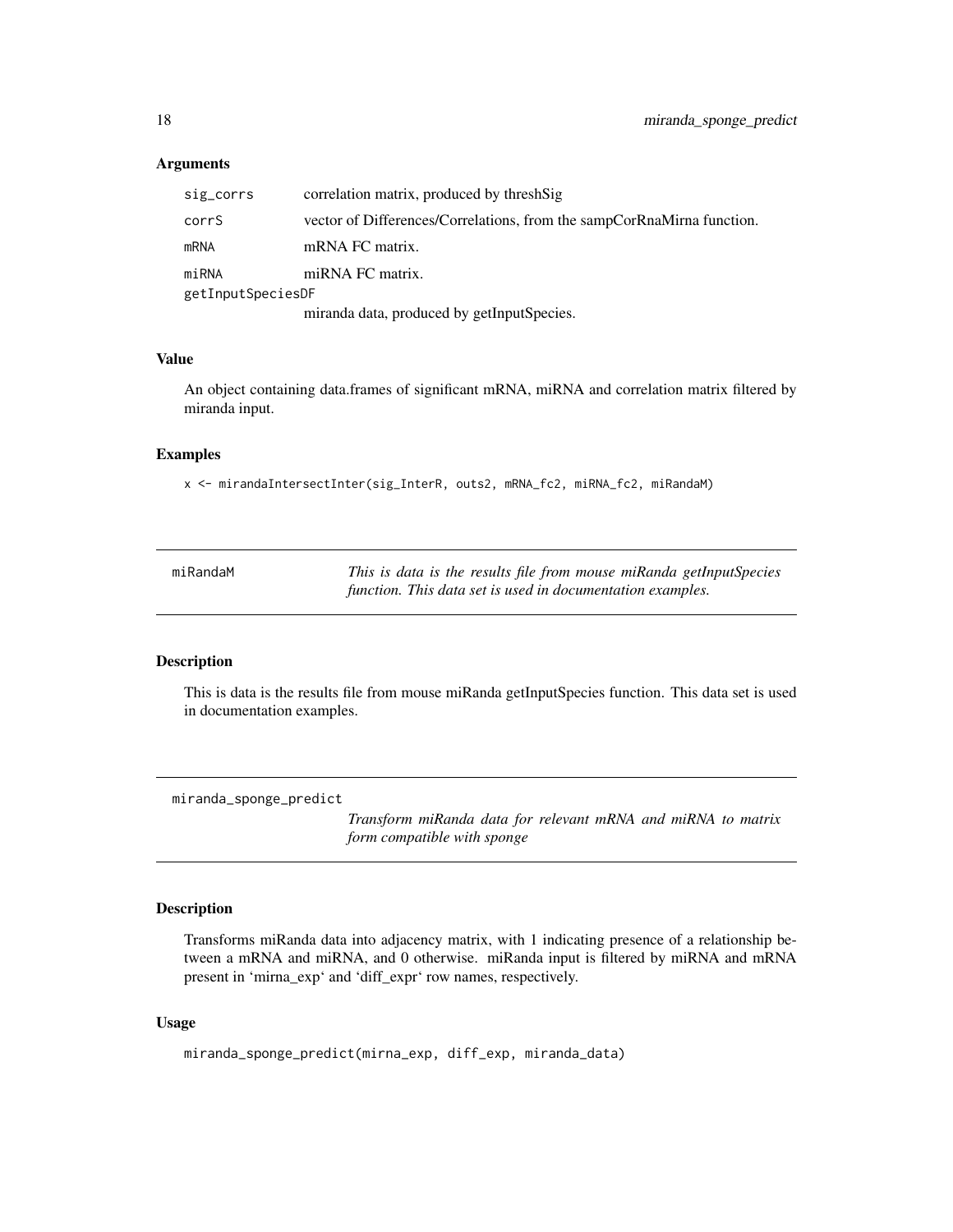### Arguments

| | |
|---|---|
| `sig_corrs` | correlation matrix, produced by threshSig |
| `corrS` | vector of Differences/Correlations, from the sampCorRnaMirna function. |
| `mRNA` | mRNA FC matrix. |
| `miRNA` | miRNA FC matrix. |
| `getInputSpeciesDF` | miranda data, produced by getInputSpecies. |

### Value

An object containing data.frames of significant mRNA, miRNA and correlation matrix filtered by miranda input.

### Examples

```
x <- mirandaIntersectInter(sig_InterR, outs2, mRNA_fc2, miRNA_fc2, miRandaM)
```

---

## miRandaM — *This is data is the results file from mouse miRanda getInputSpecies function. This data set is used in documentation examples.*

### Description

This is data is the results file from mouse miRanda getInputSpecies function. This data set is used in documentation examples.

---

## miranda_sponge_predict — *Transform miRanda data for relevant mRNA and miRNA to matrix form compatible with sponge*

### Description

Transforms miRanda data into adjacency matrix, with 1 indicating presence of a relationship between a mRNA and miRNA, and 0 otherwise. miRanda input is filtered by miRNA and mRNA present in 'mirna_exp' and 'diff_expr' row names, respectively.

### Usage

```
miranda_sponge_predict(mirna_exp, diff_exp, miranda_data)
```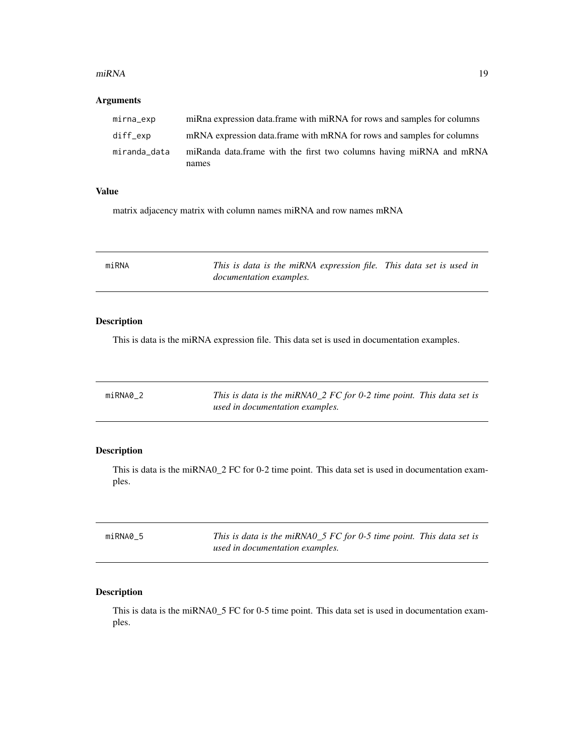## Arguments

| | |
|---|---|
| mirna_exp | miRna expression data.frame with miRNA for rows and samples for columns |
| diff_exp | mRNA expression data.frame with mRNA for rows and samples for columns |
| miranda_data | miRanda data.frame with the first two columns having miRNA and mRNA names |

## Value

matrix adjacency matrix with column names miRNA and row names mRNA

---

# miRNA

*This is data is the miRNA expression file. This data set is used in documentation examples.*

---

## Description

This is data is the miRNA expression file. This data set is used in documentation examples.

---

# miRNA0_2

*This is data is the miRNA0_2 FC for 0-2 time point. This data set is used in documentation examples.*

---

## Description

This is data is the miRNA0_2 FC for 0-2 time point. This data set is used in documentation examples.

---

# miRNA0_5

*This is data is the miRNA0_5 FC for 0-5 time point. This data set is used in documentation examples.*

---

## Description

This is data is the miRNA0_5 FC for 0-5 time point. This data set is used in documentation examples.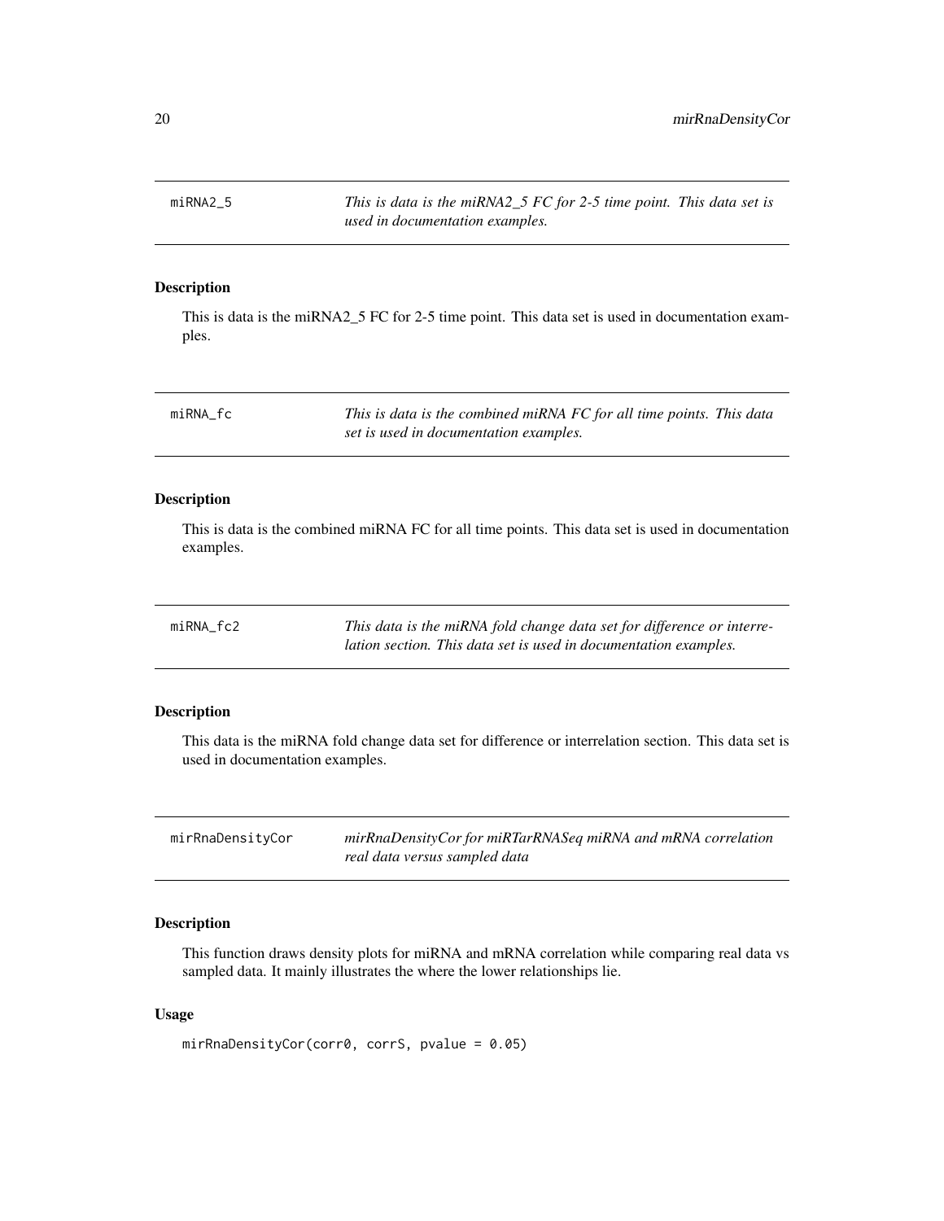## miRNA2_5 — *This is data is the miRNA2_5 FC for 2-5 time point. This data set is used in documentation examples.*

### Description

This is data is the miRNA2_5 FC for 2-5 time point. This data set is used in documentation examples.

## miRNA_fc — *This is data is the combined miRNA FC for all time points. This data set is used in documentation examples.*

### Description

This is data is the combined miRNA FC for all time points. This data set is used in documentation examples.

## miRNA_fc2 — *This data is the miRNA fold change data set for difference or interrelation section. This data set is used in documentation examples.*

### Description

This data is the miRNA fold change data set for difference or interrelation section. This data set is used in documentation examples.

## mirRnaDensityCor — *mirRnaDensityCor for miRTarRNASeq miRNA and mRNA correlation real data versus sampled data*

### Description

This function draws density plots for miRNA and mRNA correlation while comparing real data vs sampled data. It mainly illustrates the where the lower relationships lie.

### Usage

```
mirRnaDensityCor(corr0, corrS, pvalue = 0.05)
```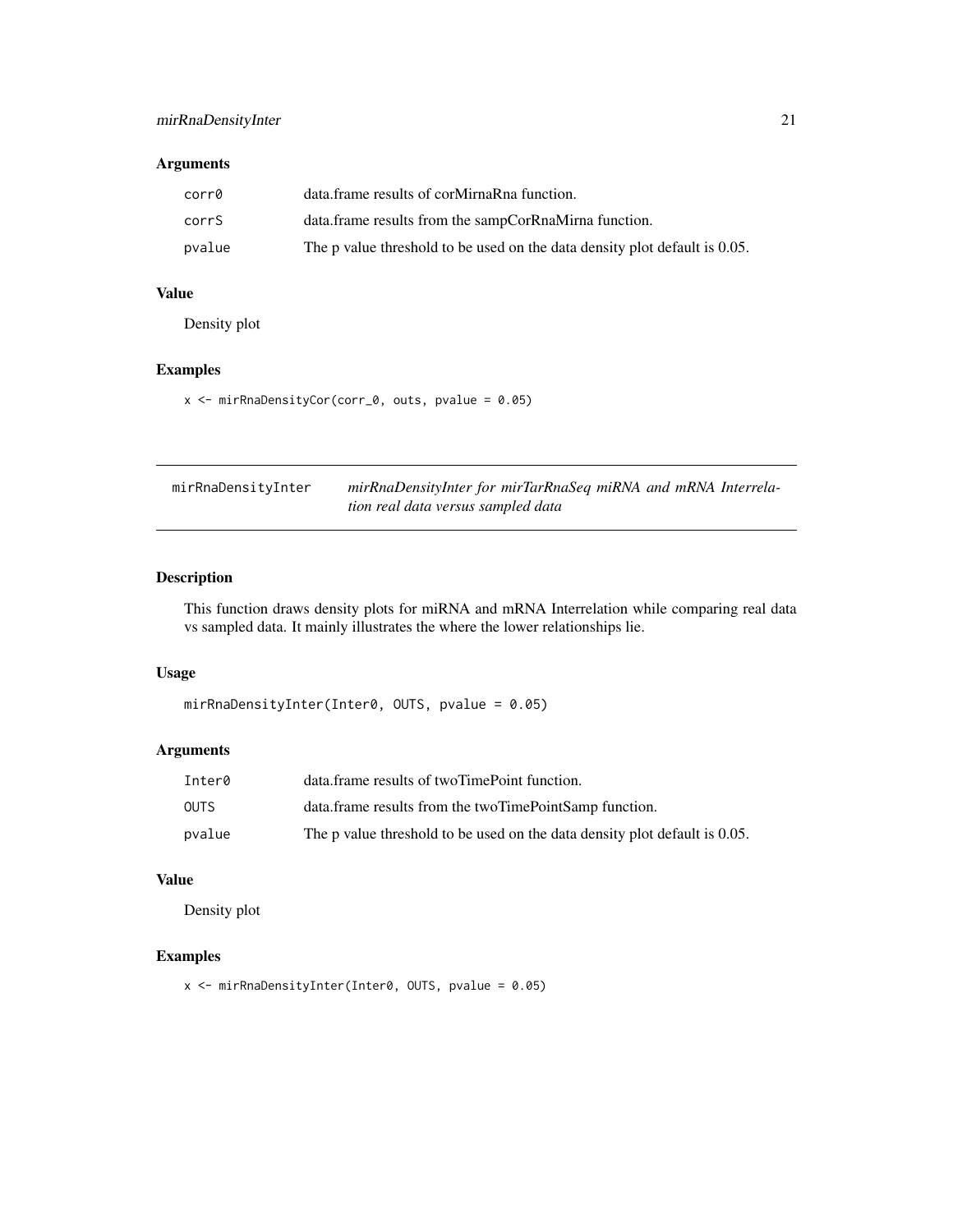### Arguments

| | |
|---|---|
| corr0 | data.frame results of corMirnaRna function. |
| corrS | data.frame results from the sampCorRnaMirna function. |
| pvalue | The p value threshold to be used on the data density plot default is 0.05. |

### Value

Density plot

### Examples

```
x <- mirRnaDensityCor(corr_0, outs, pvalue = 0.05)
```

---

## mirRnaDensityInter

*mirRnaDensityInter for mirTarRnaSeq miRNA and mRNA Interrelation real data versus sampled data*

---

### Description

This function draws density plots for miRNA and mRNA Interrelation while comparing real data vs sampled data. It mainly illustrates the where the lower relationships lie.

### Usage

```
mirRnaDensityInter(Inter0, OUTS, pvalue = 0.05)
```

### Arguments

| | |
|---|---|
| Inter0 | data.frame results of twoTimePoint function. |
| OUTS | data.frame results from the twoTimePointSamp function. |
| pvalue | The p value threshold to be used on the data density plot default is 0.05. |

### Value

Density plot

### Examples

```
x <- mirRnaDensityInter(Inter0, OUTS, pvalue = 0.05)
```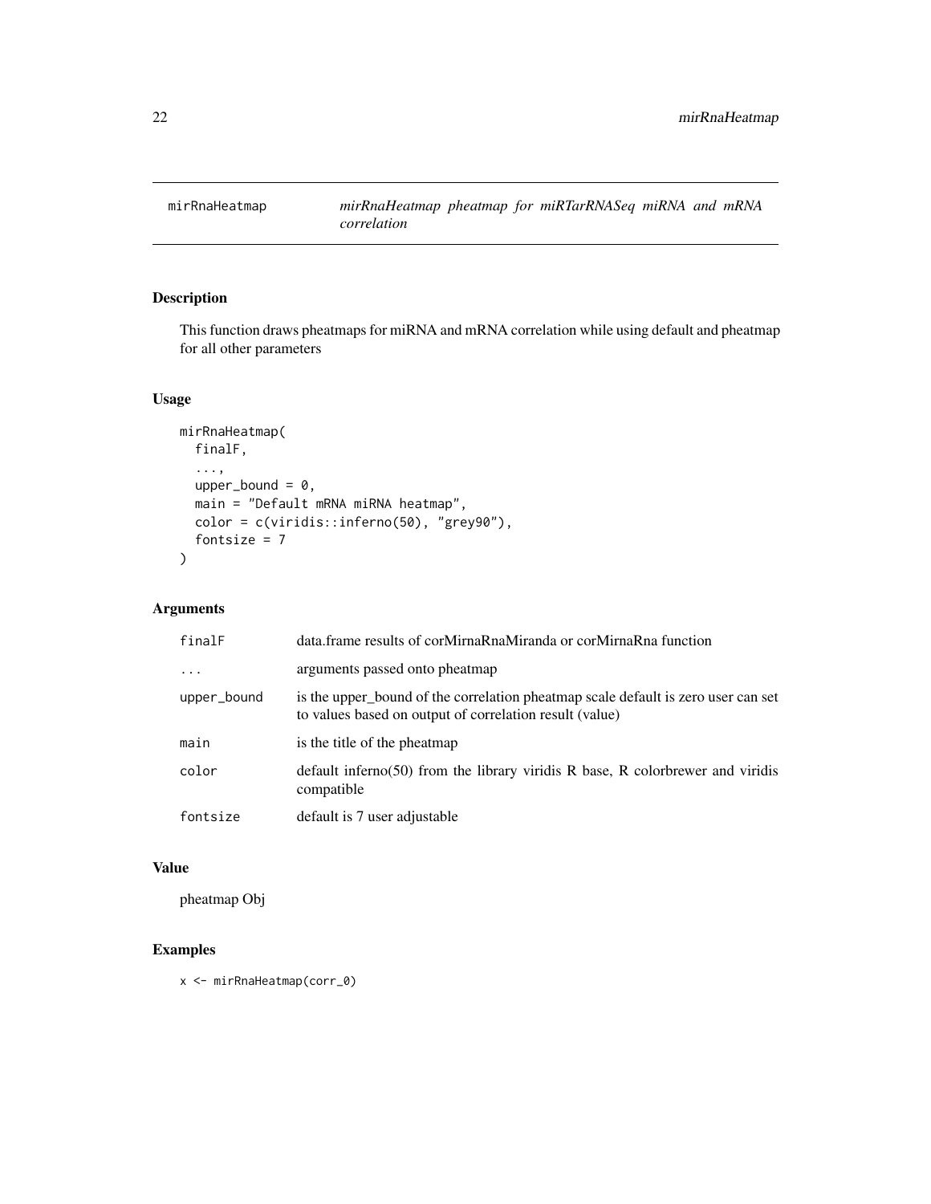# mirRnaHeatmap

*mirRnaHeatmap pheatmap for miRTarRNASeq miRNA and mRNA correlation*

## Description

This function draws pheatmaps for miRNA and mRNA correlation while using default and pheatmap for all other parameters

## Usage

```
mirRnaHeatmap(
  finalF,
  ...,
  upper_bound = 0,
  main = "Default mRNA miRNA heatmap",
  color = c(viridis::inferno(50), "grey90"),
  fontsize = 7
)
```

## Arguments

| | |
|---|---|
| `finalF` | data.frame results of corMirnaRnaMiranda or corMirnaRna function |
| `...` | arguments passed onto pheatmap |
| `upper_bound` | is the upper_bound of the correlation pheatmap scale default is zero user can set to values based on output of correlation result (value) |
| `main` | is the title of the pheatmap |
| `color` | default inferno(50) from the library viridis R base, R colorbrewer and viridis compatible |
| `fontsize` | default is 7 user adjustable |

## Value

pheatmap Obj

## Examples

```
x <- mirRnaHeatmap(corr_0)
```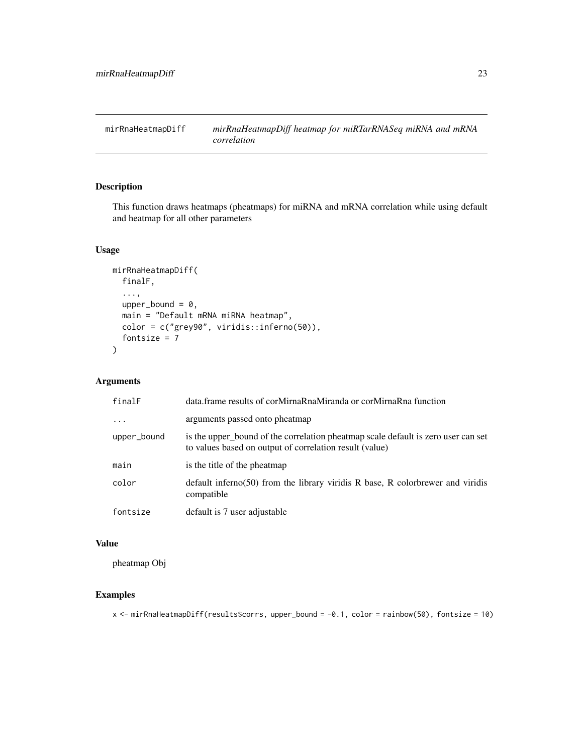# mirRnaHeatmapDiff

*mirRnaHeatmapDiff heatmap for miRTarRNASeq miRNA and mRNA correlation*

## Description

This function draws heatmaps (pheatmaps) for miRNA and mRNA correlation while using default and heatmap for all other parameters

## Usage

```
mirRnaHeatmapDiff(
  finalF,
  ...,
  upper_bound = 0,
  main = "Default mRNA miRNA heatmap",
  color = c("grey90", viridis::inferno(50)),
  fontsize = 7
)
```

## Arguments

| | |
|---|---|
| finalF | data.frame results of corMirnaRnaMiranda or corMirnaRna function |
| ... | arguments passed onto pheatmap |
| upper_bound | is the upper_bound of the correlation pheatmap scale default is zero user can set to values based on output of correlation result (value) |
| main | is the title of the pheatmap |
| color | default inferno(50) from the library viridis R base, R colorbrewer and viridis compatible |
| fontsize | default is 7 user adjustable |

## Value

pheatmap Obj

## Examples

```
x <- mirRnaHeatmapDiff(results$corrs, upper_bound = -0.1, color = rainbow(50), fontsize = 10)
```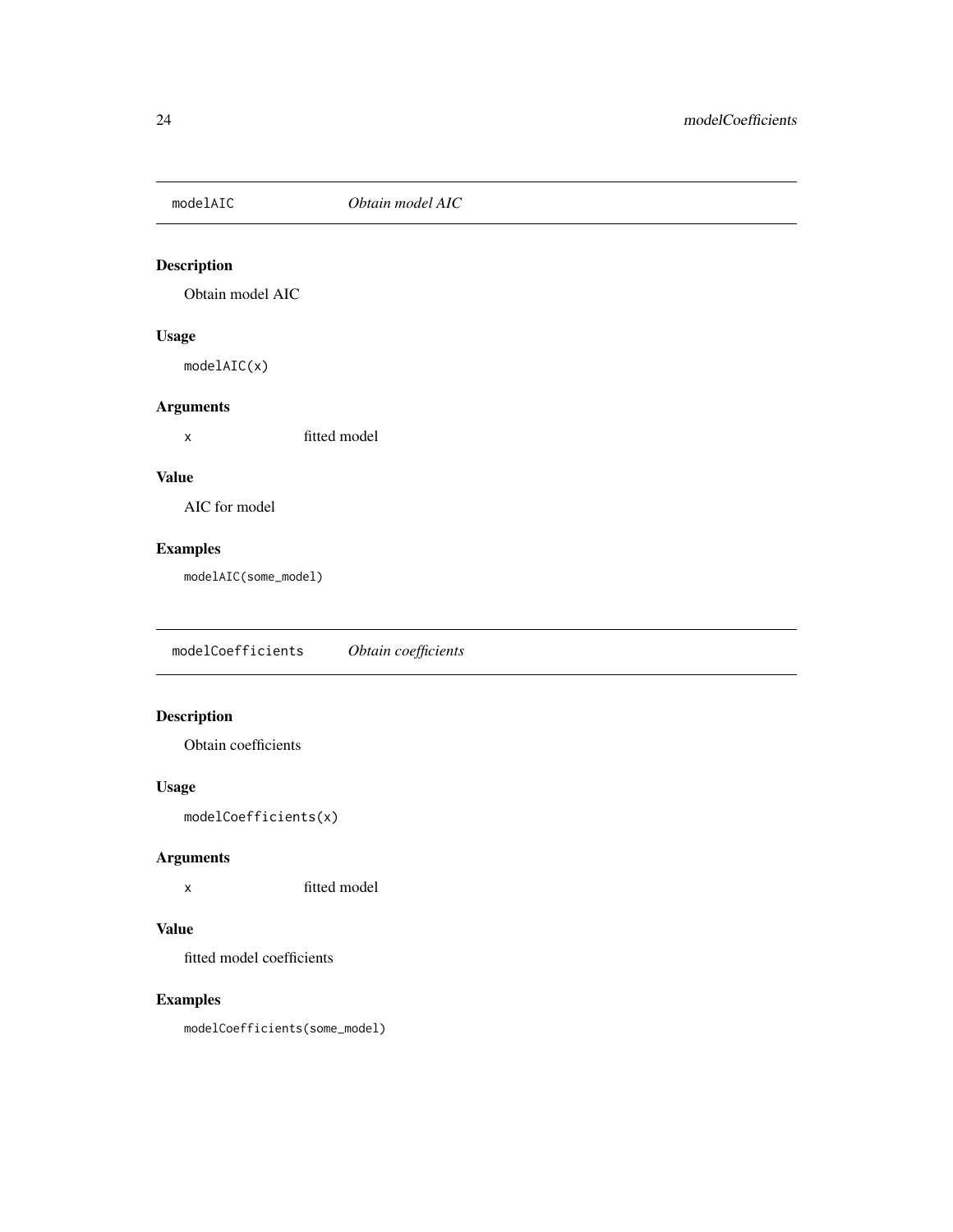## modelAIC *Obtain model AIC*

### Description

Obtain model AIC

### Usage

```
modelAIC(x)
```

### Arguments

| | |
|---|---|
| `x` | fitted model |

### Value

AIC for model

### Examples

```
modelAIC(some_model)
```

## modelCoefficients *Obtain coefficients*

### Description

Obtain coefficients

### Usage

```
modelCoefficients(x)
```

### Arguments

| | |
|---|---|
| `x` | fitted model |

### Value

fitted model coefficients

### Examples

```
modelCoefficients(some_model)
```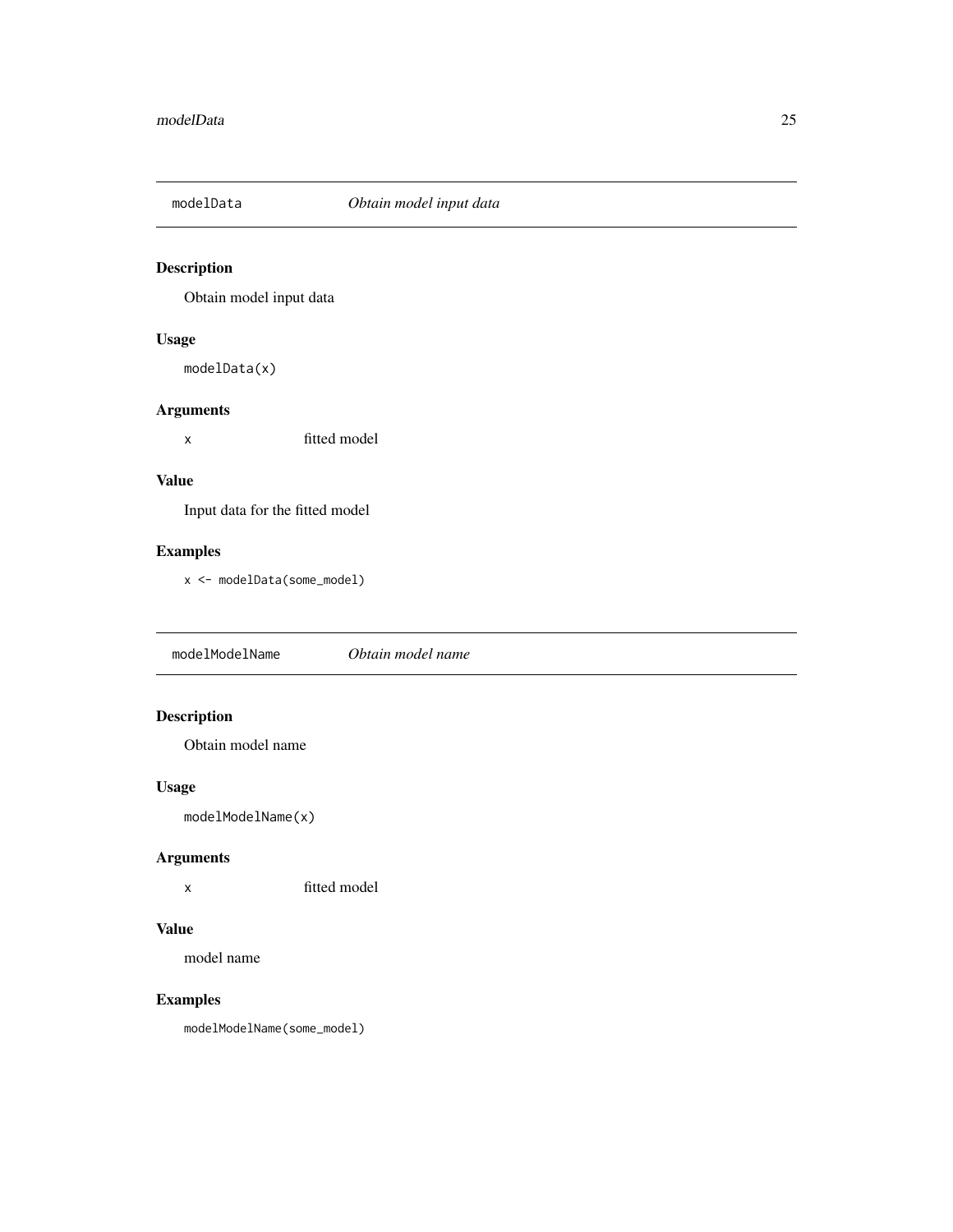## modelData — *Obtain model input data*

### Description

Obtain model input data

### Usage

```
modelData(x)
```

### Arguments

| | |
|---|---|
| x | fitted model |

### Value

Input data for the fitted model

### Examples

```
x <- modelData(some_model)
```

## modelModelName — *Obtain model name*

### Description

Obtain model name

### Usage

```
modelModelName(x)
```

### Arguments

| | |
|---|---|
| x | fitted model |

### Value

model name

### Examples

```
modelModelName(some_model)
```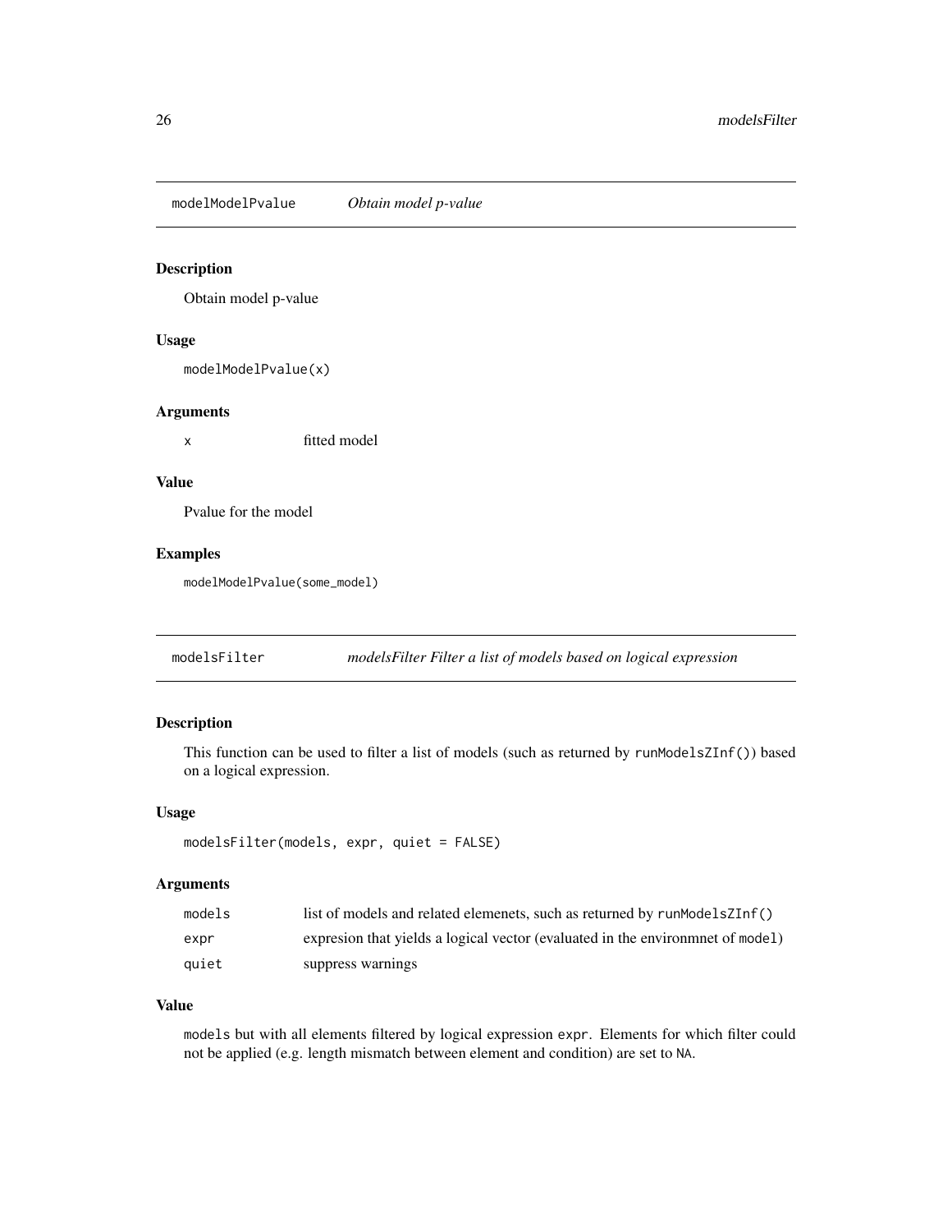## modelModelPvalue *Obtain model p-value*

### Description

Obtain model p-value

### Usage

```
modelModelPvalue(x)
```

### Arguments

| | |
|---|---|
| x | fitted model |

### Value

Pvalue for the model

### Examples

```
modelModelPvalue(some_model)
```

## modelsFilter *modelsFilter Filter a list of models based on logical expression*

### Description

This function can be used to filter a list of models (such as returned by `runModelsZInf()`) based on a logical expression.

### Usage

```
modelsFilter(models, expr, quiet = FALSE)
```

### Arguments

| | |
|---|---|
| models | list of models and related elemenets, such as returned by `runModelsZInf()` |
| expr | expresion that yields a logical vector (evaluated in the environmnet of `model`) |
| quiet | suppress warnings |

### Value

`models` but with all elements filtered by logical expression `expr`. Elements for which filter could not be applied (e.g. length mismatch between element and condition) are set to `NA`.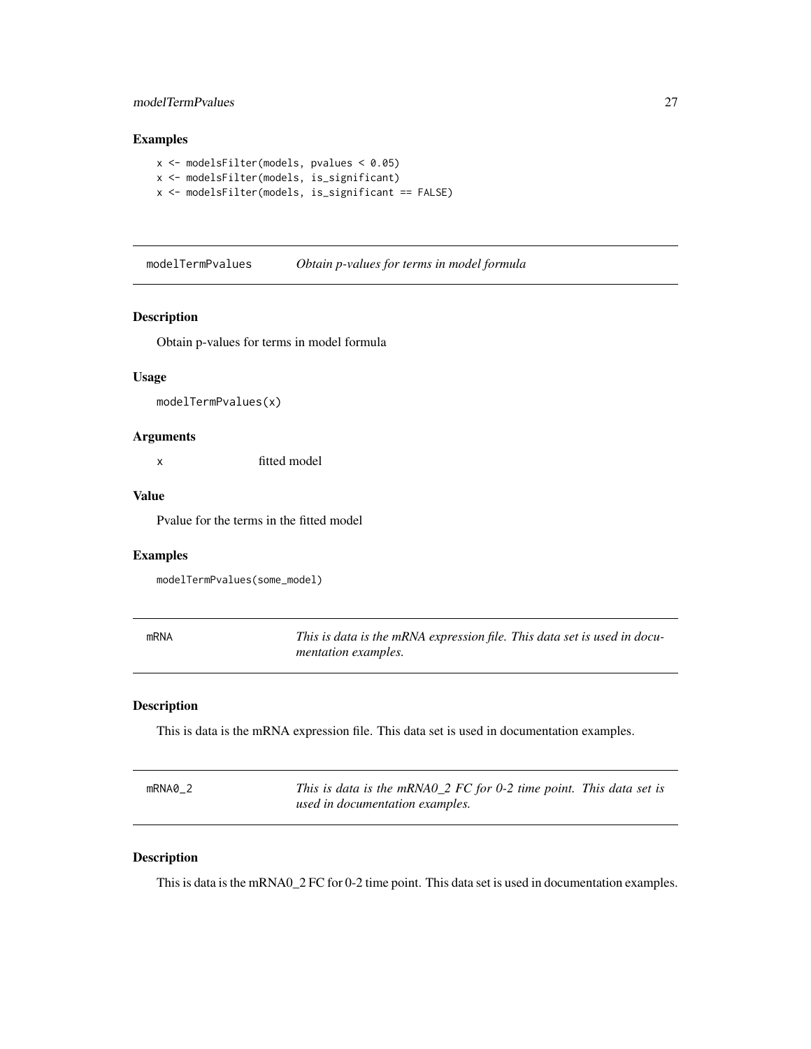### Examples

```
x <- modelsFilter(models, pvalues < 0.05)
x <- modelsFilter(models, is_significant)
x <- modelsFilter(models, is_significant == FALSE)
```

---

## modelTermPvalues — *Obtain p-values for terms in model formula*

### Description

Obtain p-values for terms in model formula

### Usage

```
modelTermPvalues(x)
```

### Arguments

| | |
|---|---|
| x | fitted model |

### Value

Pvalue for the terms in the fitted model

### Examples

```
modelTermPvalues(some_model)
```

---

## mRNA — *This is data is the mRNA expression file. This data set is used in documentation examples.*

### Description

This is data is the mRNA expression file. This data set is used in documentation examples.

---

## mRNA0_2 — *This is data is the mRNA0_2 FC for 0-2 time point. This data set is used in documentation examples.*

### Description

This is data is the mRNA0_2 FC for 0-2 time point. This data set is used in documentation examples.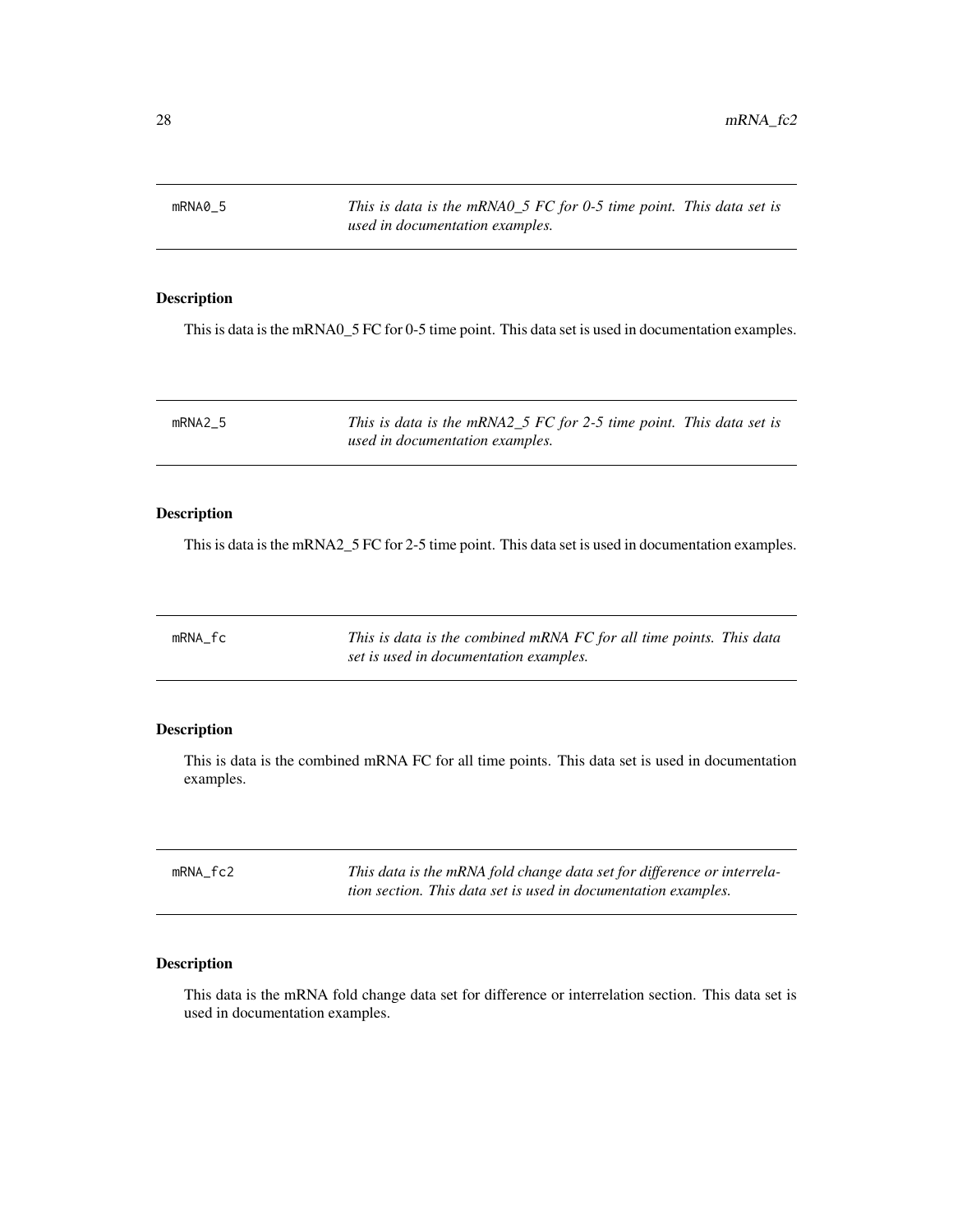## mRNA0_5 *This is data is the mRNA0_5 FC for 0-5 time point. This data set is used in documentation examples.*

### Description

This is data is the mRNA0_5 FC for 0-5 time point. This data set is used in documentation examples.

## mRNA2_5 *This is data is the mRNA2_5 FC for 2-5 time point. This data set is used in documentation examples.*

### Description

This is data is the mRNA2_5 FC for 2-5 time point. This data set is used in documentation examples.

## mRNA_fc *This is data is the combined mRNA FC for all time points. This data set is used in documentation examples.*

### Description

This is data is the combined mRNA FC for all time points. This data set is used in documentation examples.

## mRNA_fc2 *This data is the mRNA fold change data set for difference or interrelation section. This data set is used in documentation examples.*

### Description

This data is the mRNA fold change data set for difference or interrelation section. This data set is used in documentation examples.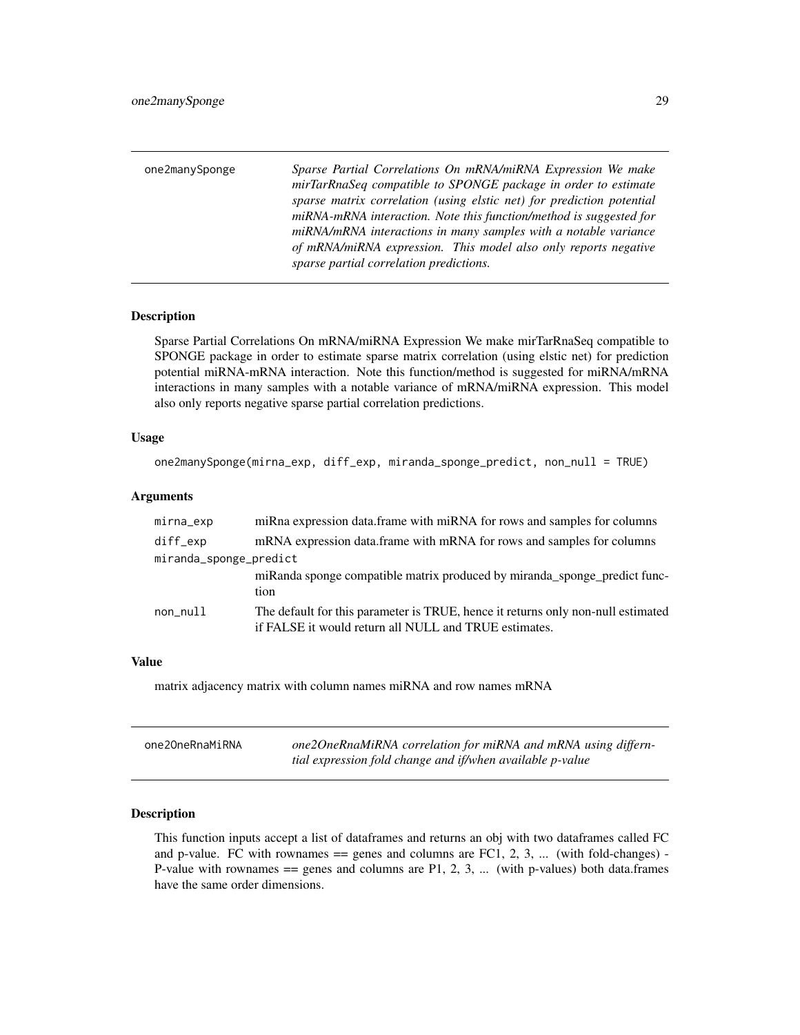## one2manySponge

*Sparse Partial Correlations On mRNA/miRNA Expression We make mirTarRnaSeq compatible to SPONGE package in order to estimate sparse matrix correlation (using elstic net) for prediction potential miRNA-mRNA interaction. Note this function/method is suggested for miRNA/mRNA interactions in many samples with a notable variance of mRNA/miRNA expression. This model also only reports negative sparse partial correlation predictions.*

### Description

Sparse Partial Correlations On mRNA/miRNA Expression We make mirTarRnaSeq compatible to SPONGE package in order to estimate sparse matrix correlation (using elstic net) for prediction potential miRNA-mRNA interaction. Note this function/method is suggested for miRNA/mRNA interactions in many samples with a notable variance of mRNA/miRNA expression. This model also only reports negative sparse partial correlation predictions.

### Usage

```
one2manySponge(mirna_exp, diff_exp, miranda_sponge_predict, non_null = TRUE)
```

### Arguments

| | |
|---|---|
| mirna_exp | miRna expression data.frame with miRNA for rows and samples for columns |
| diff_exp | mRNA expression data.frame with mRNA for rows and samples for columns |
| miranda_sponge_predict | miRanda sponge compatible matrix produced by miranda_sponge_predict function |
| non_null | The default for this parameter is TRUE, hence it returns only non-null estimated if FALSE it would return all NULL and TRUE estimates. |

### Value

matrix adjacency matrix with column names miRNA and row names mRNA

## one2OneRnaMiRNA

*one2OneRnaMiRNA correlation for miRNA and mRNA using differntial expression fold change and if/when available p-value*

### Description

This function inputs accept a list of dataframes and returns an obj with two dataframes called FC and p-value. FC with rownames == genes and columns are FC1, 2, 3, ... (with fold-changes) - P-value with rownames == genes and columns are P1, 2, 3, ... (with p-values) both data.frames have the same order dimensions.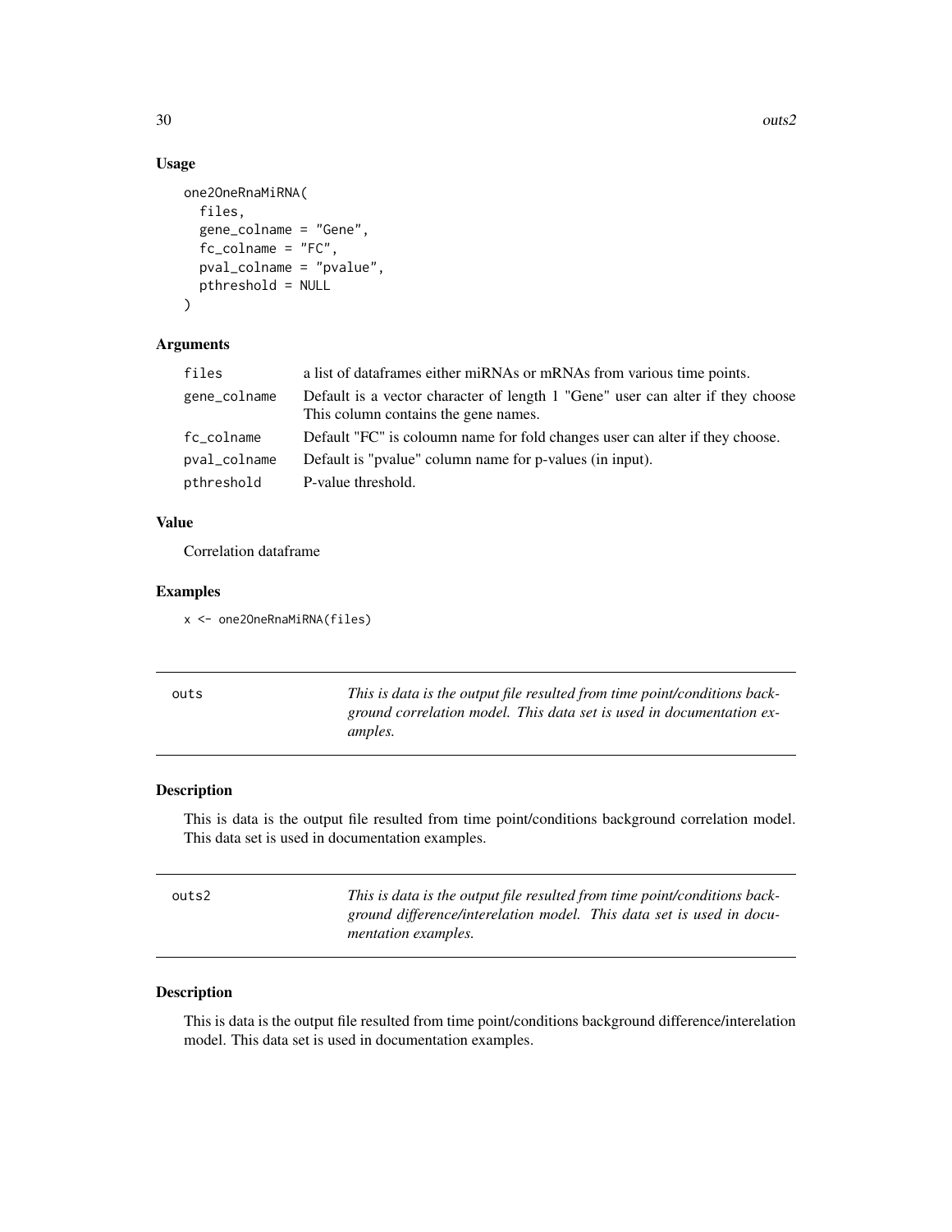## Usage

```
one2OneRnaMiRNA(
  files,
  gene_colname = "Gene",
  fc_colname = "FC",
  pval_colname = "pvalue",
  pthreshold = NULL
)
```

## Arguments

| | |
|---|---|
| files | a list of dataframes either miRNAs or mRNAs from various time points. |
| gene_colname | Default is a vector character of length 1 "Gene" user can alter if they choose This column contains the gene names. |
| fc_colname | Default "FC" is coloumn name for fold changes user can alter if they choose. |
| pval_colname | Default is "pvalue" column name for p-values (in input). |
| pthreshold | P-value threshold. |

## Value

Correlation dataframe

## Examples

```
x <- one2OneRnaMiRNA(files)
```

---

# outs

*This is data is the output file resulted from time point/conditions background correlation model. This data set is used in documentation examples.*

---

## Description

This is data is the output file resulted from time point/conditions background correlation model. This data set is used in documentation examples.

---

# outs2

*This is data is the output file resulted from time point/conditions background difference/interelation model. This data set is used in documentation examples.*

---

## Description

This is data is the output file resulted from time point/conditions background difference/interelation model. This data set is used in documentation examples.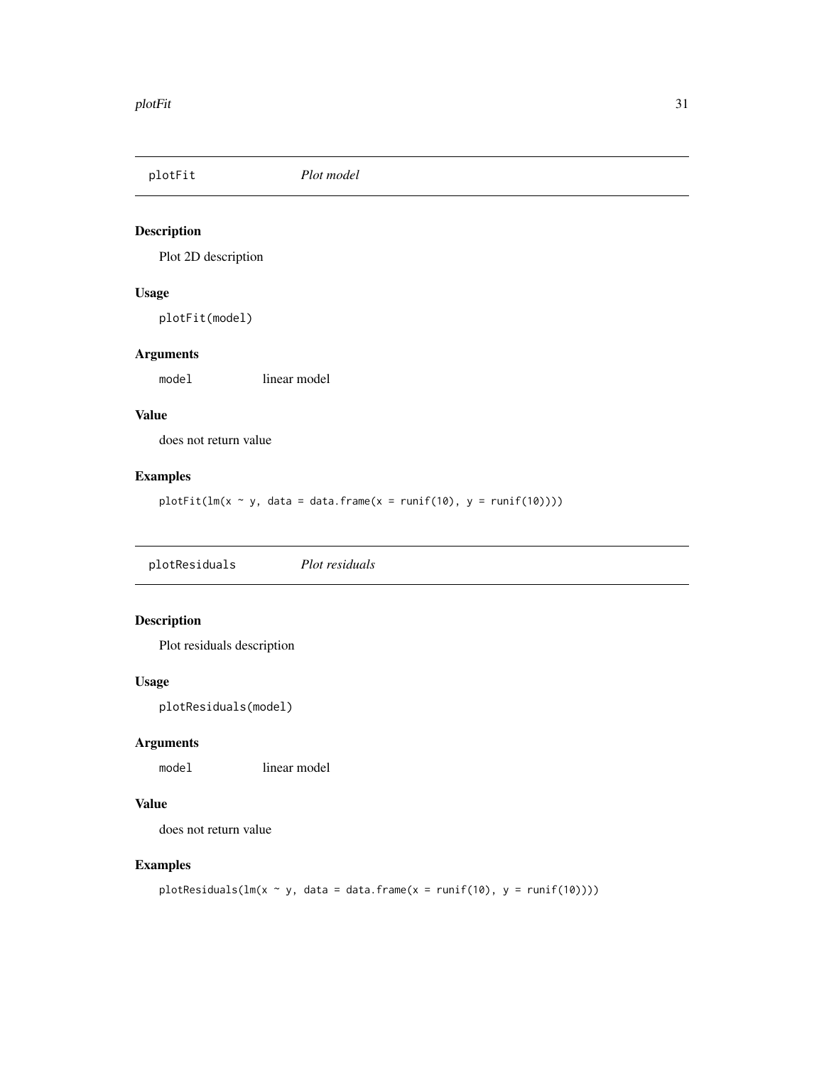## plotFit — *Plot model*

### Description

Plot 2D description

### Usage

```
plotFit(model)
```

### Arguments

| | |
|---|---|
| `model` | linear model |

### Value

does not return value

### Examples

```
plotFit(lm(x ~ y, data = data.frame(x = runif(10), y = runif(10))))
```

## plotResiduals — *Plot residuals*

### Description

Plot residuals description

### Usage

```
plotResiduals(model)
```

### Arguments

| | |
|---|---|
| `model` | linear model |

### Value

does not return value

### Examples

```
plotResiduals(lm(x ~ y, data = data.frame(x = runif(10), y = runif(10))))
```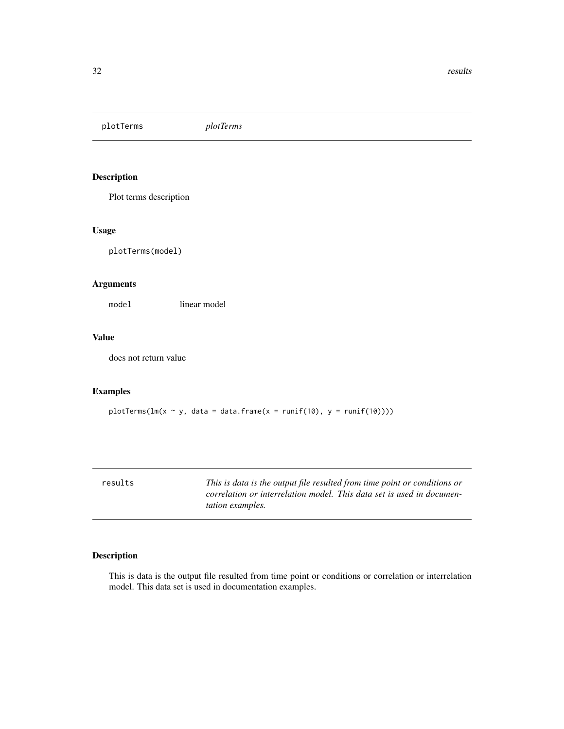## plotTerms *plotTerms*

### Description

Plot terms description

### Usage

```
plotTerms(model)
```

### Arguments

| | |
|---|---|
| `model` | linear model |

### Value

does not return value

### Examples

```
plotTerms(lm(x ~ y, data = data.frame(x = runif(10), y = runif(10))))
```

## results *This is data is the output file resulted from time point or conditions or correlation or interrelation model. This data set is used in documentation examples.*

### Description

This is data is the output file resulted from time point or conditions or correlation or interrelation model. This data set is used in documentation examples.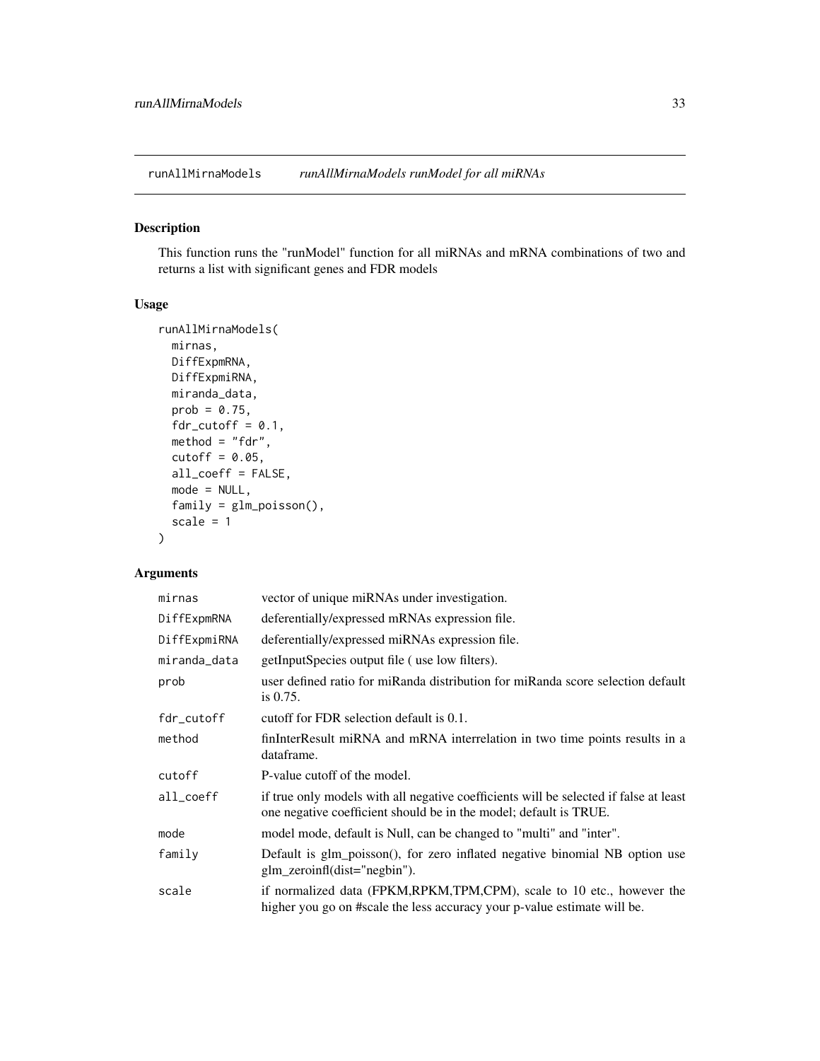## runAllMirnaModels — *runAllMirnaModels runModel for all miRNAs*

### Description

This function runs the "runModel" function for all miRNAs and mRNA combinations of two and returns a list with significant genes and FDR models

### Usage

```
runAllMirnaModels(
  mirnas,
  DiffExpmRNA,
  DiffExpmiRNA,
  miranda_data,
  prob = 0.75,
  fdr_cutoff = 0.1,
  method = "fdr",
  cutoff = 0.05,
  all_coeff = FALSE,
  mode = NULL,
  family = glm_poisson(),
  scale = 1
)
```

### Arguments

| | |
|---|---|
| `mirnas` | vector of unique miRNAs under investigation. |
| `DiffExpmRNA` | deferentially/expressed mRNAs expression file. |
| `DiffExpmiRNA` | deferentially/expressed miRNAs expression file. |
| `miranda_data` | getInputSpecies output file ( use low filters). |
| `prob` | user defined ratio for miRanda distribution for miRanda score selection default is 0.75. |
| `fdr_cutoff` | cutoff for FDR selection default is 0.1. |
| `method` | finInterResult miRNA and mRNA interrelation in two time points results in a dataframe. |
| `cutoff` | P-value cutoff of the model. |
| `all_coeff` | if true only models with all negative coefficients will be selected if false at least one negative coefficient should be in the model; default is TRUE. |
| `mode` | model mode, default is Null, can be changed to "multi" and "inter". |
| `family` | Default is glm_poisson(), for zero inflated negative binomial NB option use glm_zeroinfl(dist="negbin"). |
| `scale` | if normalized data (FPKM,RPKM,TPM,CPM), scale to 10 etc., however the higher you go on #scale the less accuracy your p-value estimate will be. |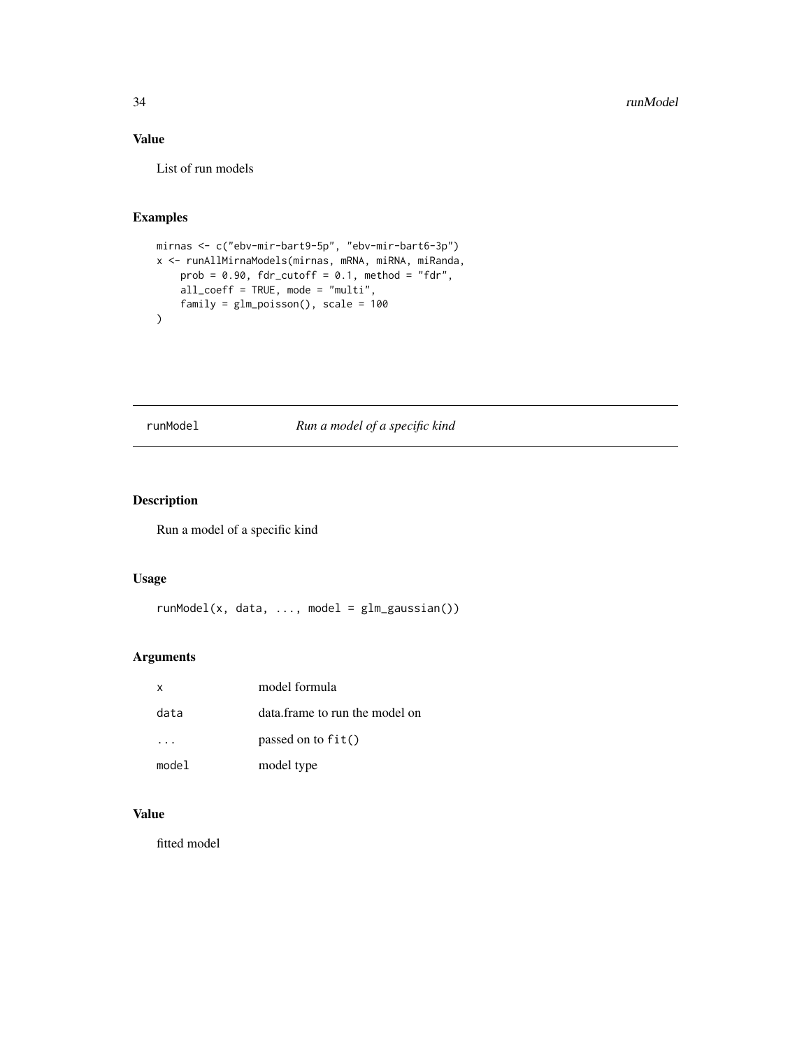## Value

List of run models

## Examples

```
mirnas <- c("ebv-mir-bart9-5p", "ebv-mir-bart6-3p")
x <- runAllMirnaModels(mirnas, mRNA, miRNA, miRanda,
    prob = 0.90, fdr_cutoff = 0.1, method = "fdr",
    all_coeff = TRUE, mode = "multi",
    family = glm_poisson(), scale = 100
)
```

---

# runModel &nbsp;&nbsp;&nbsp;&nbsp; *Run a model of a specific kind*

---

## Description

Run a model of a specific kind

## Usage

```
runModel(x, data, ..., model = glm_gaussian())
```

## Arguments

| | |
|---|---|
| `x` | model formula |
| `data` | data.frame to run the model on |
| `...` | passed on to `fit()` |
| `model` | model type |

## Value

fitted model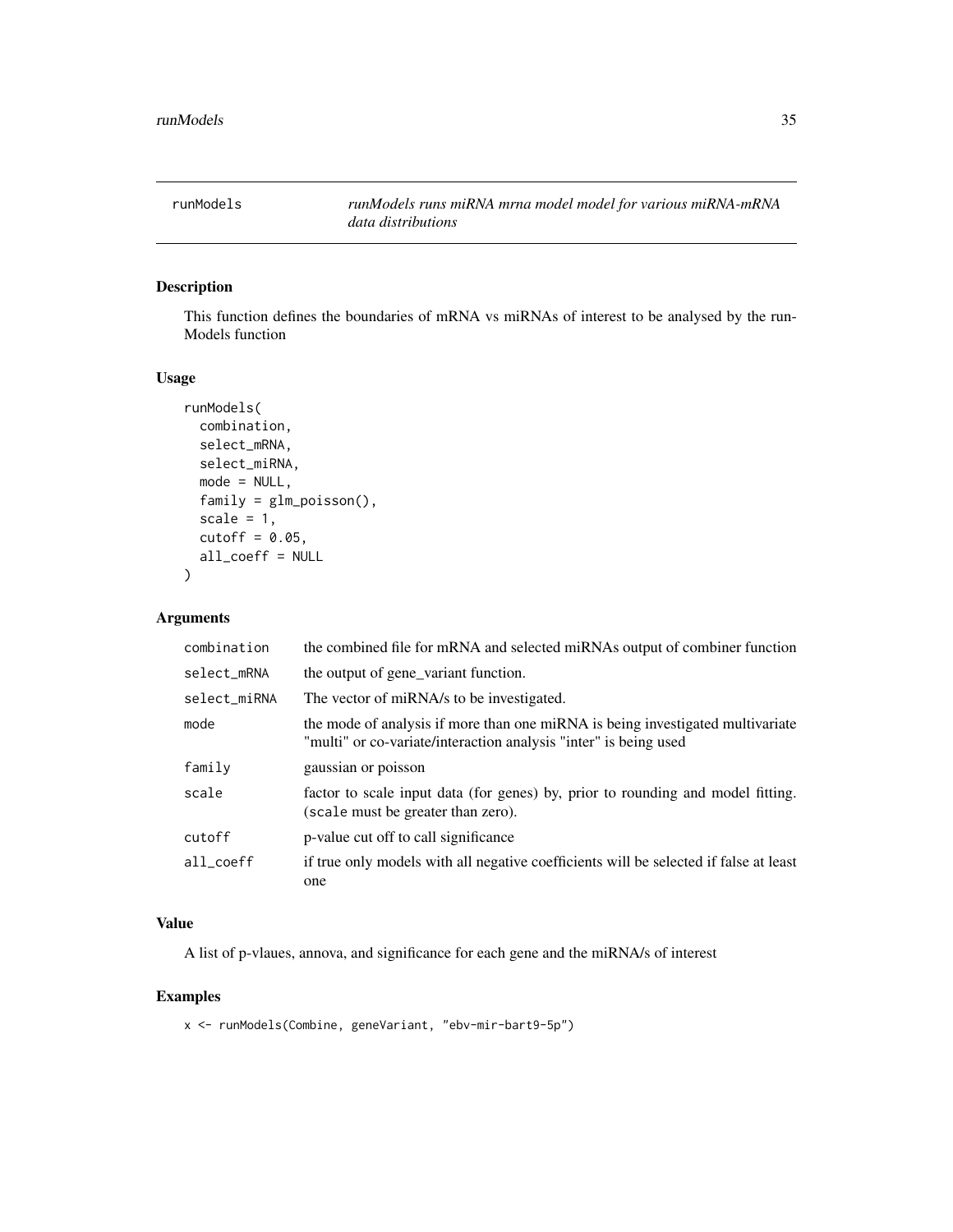## runModels — *runModels runs miRNA mrna model model for various miRNA-mRNA data distributions*

### Description

This function defines the boundaries of mRNA vs miRNAs of interest to be analysed by the runModels function

### Usage

```
runModels(
  combination,
  select_mRNA,
  select_miRNA,
  mode = NULL,
  family = glm_poisson(),
  scale = 1,
  cutoff = 0.05,
  all_coeff = NULL
)
```

### Arguments

| Argument | Description |
|---|---|
| combination | the combined file for mRNA and selected miRNAs output of combiner function |
| select_mRNA | the output of gene_variant function. |
| select_miRNA | The vector of miRNA/s to be investigated. |
| mode | the mode of analysis if more than one miRNA is being investigated multivariate "multi" or co-variate/interaction analysis "inter" is being used |
| family | gaussian or poisson |
| scale | factor to scale input data (for genes) by, prior to rounding and model fitting. (scale must be greater than zero). |
| cutoff | p-value cut off to call significance |
| all_coeff | if true only models with all negative coefficients will be selected if false at least one |

### Value

A list of p-vlaues, annova, and significance for each gene and the miRNA/s of interest

### Examples

```
x <- runModels(Combine, geneVariant, "ebv-mir-bart9-5p")
```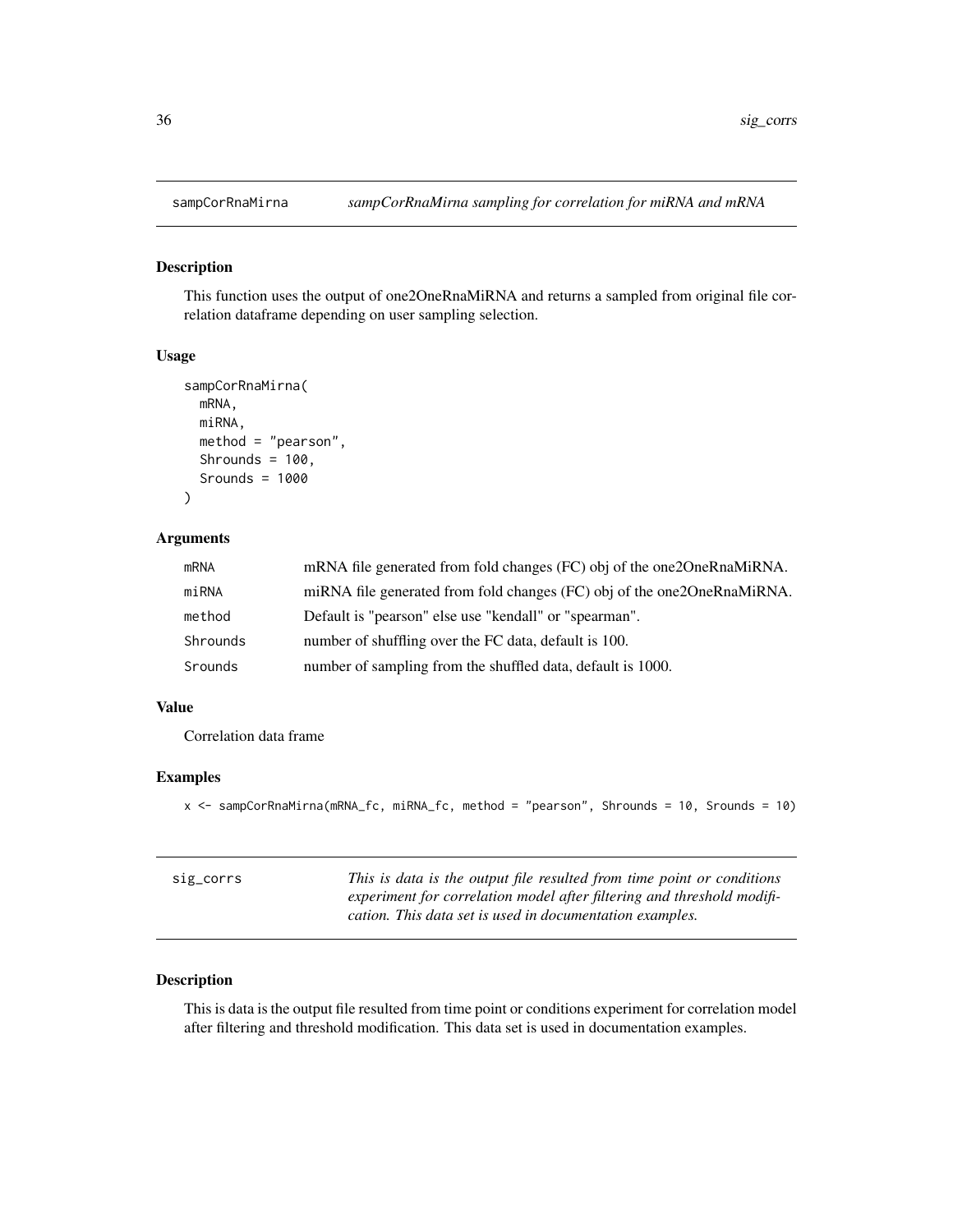## sampCorRnaMirna *sampCorRnaMirna sampling for correlation for miRNA and mRNA*

### Description

This function uses the output of one2OneRnaMiRNA and returns a sampled from original file correlation dataframe depending on user sampling selection.

### Usage

```
sampCorRnaMirna(
  mRNA,
  miRNA,
  method = "pearson",
  Shrounds = 100,
  Srounds = 1000
)
```

### Arguments

| | |
|---|---|
| mRNA | mRNA file generated from fold changes (FC) obj of the one2OneRnaMiRNA. |
| miRNA | miRNA file generated from fold changes (FC) obj of the one2OneRnaMiRNA. |
| method | Default is "pearson" else use "kendall" or "spearman". |
| Shrounds | number of shuffling over the FC data, default is 100. |
| Srounds | number of sampling from the shuffled data, default is 1000. |

### Value

Correlation data frame

### Examples

```
x <- sampCorRnaMirna(mRNA_fc, miRNA_fc, method = "pearson", Shrounds = 10, Srounds = 10)
```

## sig_corrs *This is data is the output file resulted from time point or conditions experiment for correlation model after filtering and threshold modification. This data set is used in documentation examples.*

### Description

This is data is the output file resulted from time point or conditions experiment for correlation model after filtering and threshold modification. This data set is used in documentation examples.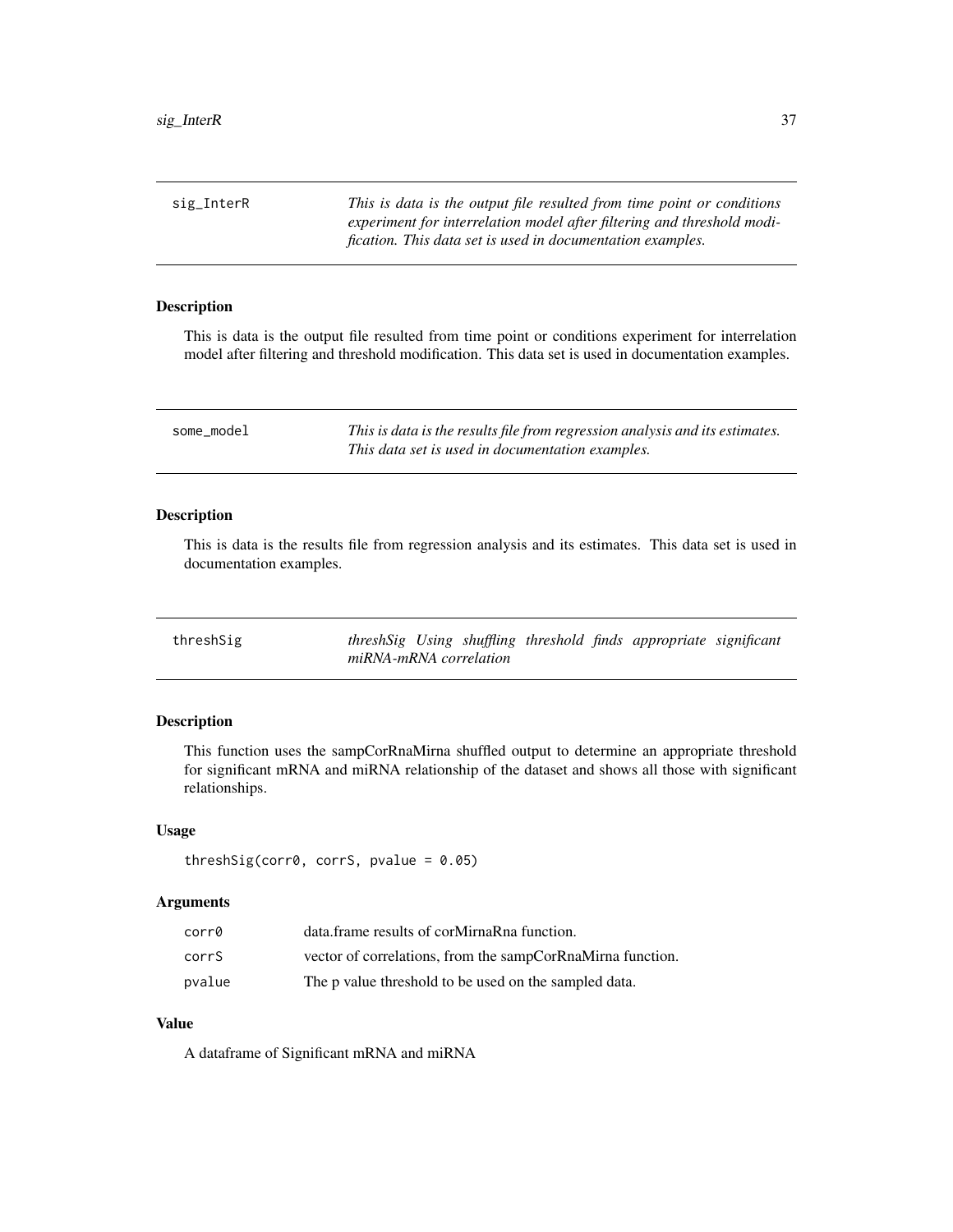## sig_InterR

*This is data is the output file resulted from time point or conditions experiment for interrelation model after filtering and threshold modification. This data set is used in documentation examples.*

### Description

This is data is the output file resulted from time point or conditions experiment for interrelation model after filtering and threshold modification. This data set is used in documentation examples.

## some_model

*This is data is the results file from regression analysis and its estimates. This data set is used in documentation examples.*

### Description

This is data is the results file from regression analysis and its estimates. This data set is used in documentation examples.

## threshSig

*threshSig Using shuffling threshold finds appropriate significant miRNA-mRNA correlation*

### Description

This function uses the sampCorRnaMirna shuffled output to determine an appropriate threshold for significant mRNA and miRNA relationship of the dataset and shows all those with significant relationships.

### Usage

```
threshSig(corr0, corrS, pvalue = 0.05)
```

### Arguments

| | |
|---|---|
| corr0 | data.frame results of corMirnaRna function. |
| corrS | vector of correlations, from the sampCorRnaMirna function. |
| pvalue | The p value threshold to be used on the sampled data. |

### Value

A dataframe of Significant mRNA and miRNA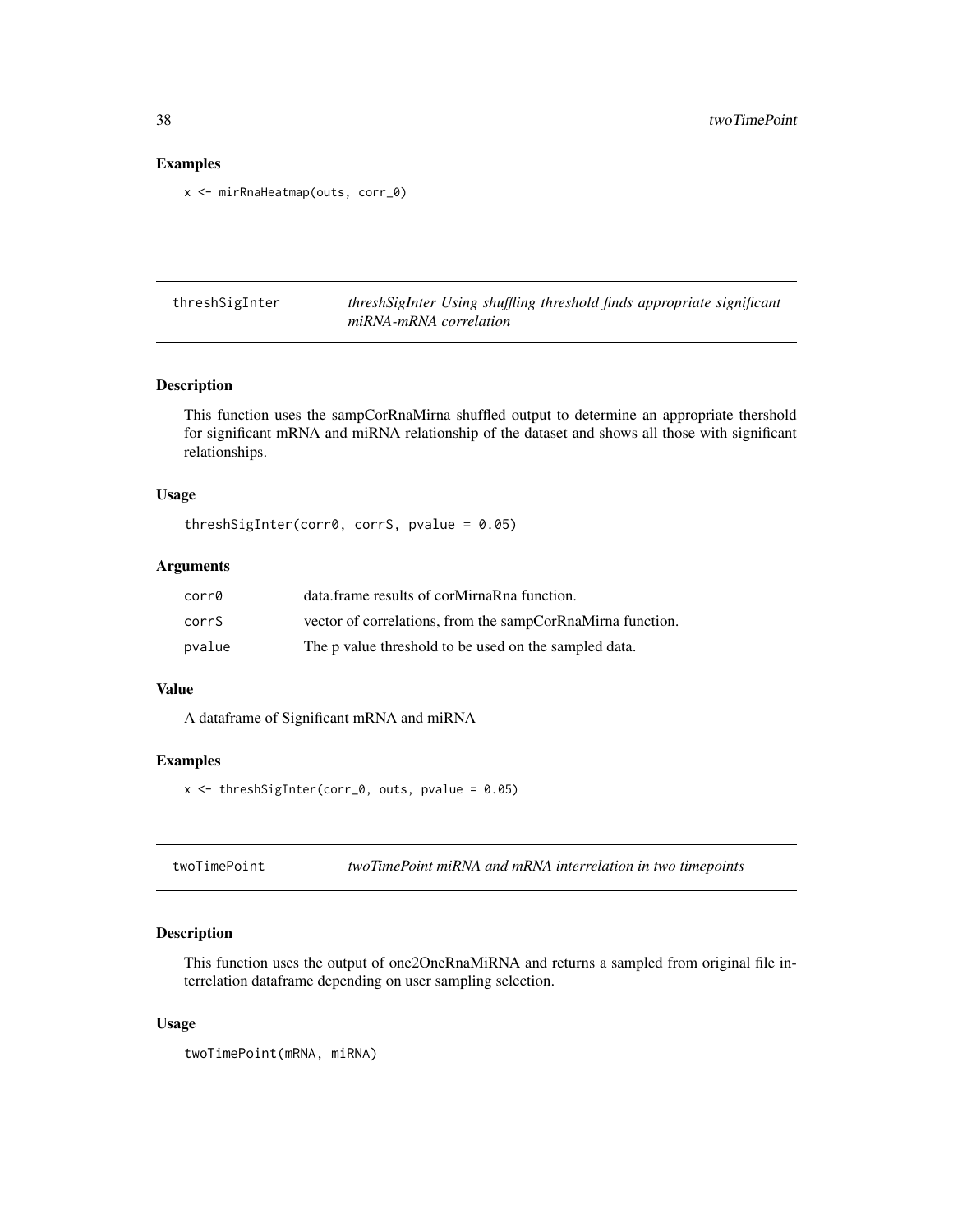## Examples

```
x <- mirRnaHeatmap(outs, corr_0)
```

## threshSigInter — *threshSigInter Using shuffling threshold finds appropriate significant miRNA-mRNA correlation*

### Description

This function uses the sampCorRnaMirna shuffled output to determine an appropriate thershold for significant mRNA and miRNA relationship of the dataset and shows all those with significant relationships.

### Usage

```
threshSigInter(corr0, corrS, pvalue = 0.05)
```

### Arguments

| | |
|---|---|
| corr0 | data.frame results of corMirnaRna function. |
| corrS | vector of correlations, from the sampCorRnaMirna function. |
| pvalue | The p value threshold to be used on the sampled data. |

### Value

A dataframe of Significant mRNA and miRNA

### Examples

```
x <- threshSigInter(corr_0, outs, pvalue = 0.05)
```

## twoTimePoint — *twoTimePoint miRNA and mRNA interrelation in two timepoints*

### Description

This function uses the output of one2OneRnaMiRNA and returns a sampled from original file interrelation dataframe depending on user sampling selection.

### Usage

```
twoTimePoint(mRNA, miRNA)
```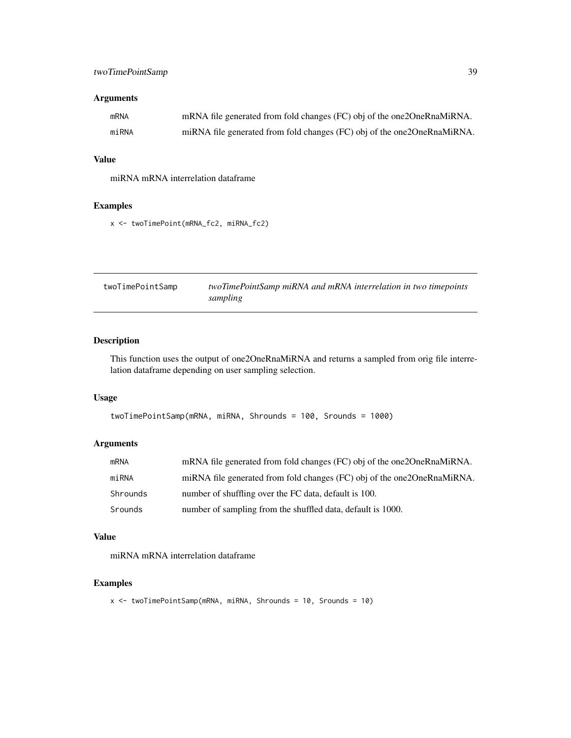### Arguments

| | |
|---|---|
| mRNA | mRNA file generated from fold changes (FC) obj of the one2OneRnaMiRNA. |
| miRNA | miRNA file generated from fold changes (FC) obj of the one2OneRnaMiRNA. |

### Value

miRNA mRNA interrelation dataframe

### Examples

```
x <- twoTimePoint(mRNA_fc2, miRNA_fc2)
```

---

## twoTimePointSamp — *twoTimePointSamp miRNA and mRNA interrelation in two timepoints sampling*

---

### Description

This function uses the output of one2OneRnaMiRNA and returns a sampled from orig file interrelation dataframe depending on user sampling selection.

### Usage

```
twoTimePointSamp(mRNA, miRNA, Shrounds = 100, Srounds = 1000)
```

### Arguments

| | |
|---|---|
| mRNA | mRNA file generated from fold changes (FC) obj of the one2OneRnaMiRNA. |
| miRNA | miRNA file generated from fold changes (FC) obj of the one2OneRnaMiRNA. |
| Shrounds | number of shuffling over the FC data, default is 100. |
| Srounds | number of sampling from the shuffled data, default is 1000. |

### Value

miRNA mRNA interrelation dataframe

### Examples

```
x <- twoTimePointSamp(mRNA, miRNA, Shrounds = 10, Srounds = 10)
```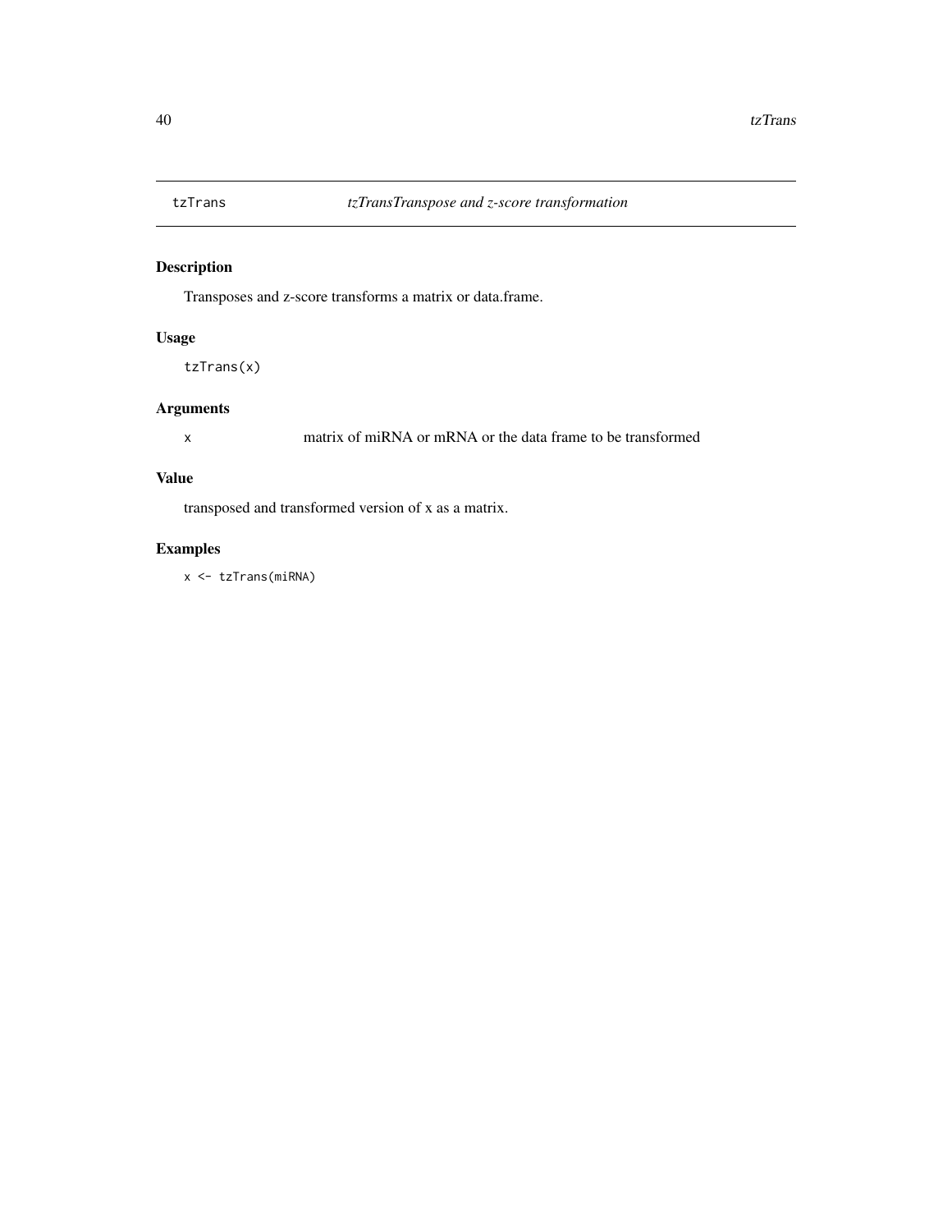tzTrans *tzTransTranspose and z-score transformation*

## Description

Transposes and z-score transforms a matrix or data.frame.

## Usage

```
tzTrans(x)
```

## Arguments

| | |
|---|---|
| x | matrix of miRNA or mRNA or the data frame to be transformed |

## Value

transposed and transformed version of x as a matrix.

## Examples

```
x <- tzTrans(miRNA)
```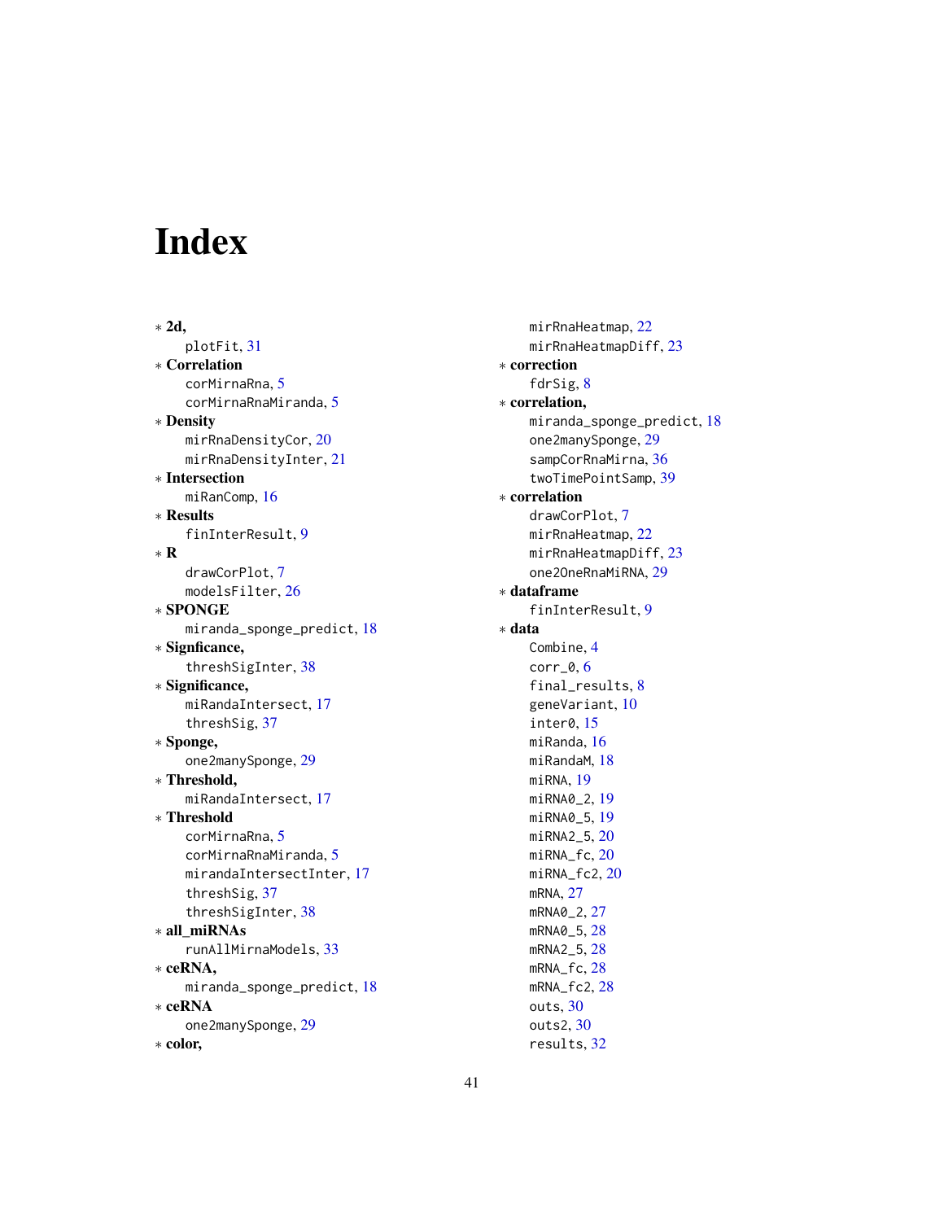# Index

∗ **2d,**
  plotFit, 31
∗ **Correlation**
  corMirnaRna, 5
  corMirnaRnaMiranda, 5
∗ **Density**
  mirRnaDensityCor, 20
  mirRnaDensityInter, 21
∗ **Intersection**
  miRanComp, 16
∗ **Results**
  finInterResult, 9
∗ **R**
  drawCorPlot, 7
  modelsFilter, 26
∗ **SPONGE**
  miranda_sponge_predict, 18
∗ **Signficance,**
  threshSigInter, 38
∗ **Significance,**
  miRandaIntersect, 17
  threshSig, 37
∗ **Sponge,**
  one2manySponge, 29
∗ **Threshold,**
  miRandaIntersect, 17
∗ **Threshold**
  corMirnaRna, 5
  corMirnaRnaMiranda, 5
  mirandaIntersectInter, 17
  threshSig, 37
  threshSigInter, 38
∗ **all_miRNAs**
  runAllMirnaModels, 33
∗ **ceRNA,**
  miranda_sponge_predict, 18
∗ **ceRNA**
  one2manySponge, 29
∗ **color,**
  mirRnaHeatmap, 22
  mirRnaHeatmapDiff, 23
∗ **correction**
  fdrSig, 8
∗ **correlation,**
  miranda_sponge_predict, 18
  one2manySponge, 29
  sampCorRnaMirna, 36
  twoTimePointSamp, 39
∗ **correlation**
  drawCorPlot, 7
  mirRnaHeatmap, 22
  mirRnaHeatmapDiff, 23
  one2OneRnaMiRNA, 29
∗ **dataframe**
  finInterResult, 9
∗ **data**
  Combine, 4
  corr_0, 6
  final_results, 8
  geneVariant, 10
  inter0, 15
  miRanda, 16
  miRandaM, 18
  miRNA, 19
  miRNA0_2, 19
  miRNA0_5, 19
  miRNA2_5, 20
  miRNA_fc, 20
  miRNA_fc2, 20
  mRNA, 27
  mRNA0_2, 27
  mRNA0_5, 28
  mRNA2_5, 28
  mRNA_fc, 28
  mRNA_fc2, 28
  outs, 30
  outs2, 30
  results, 32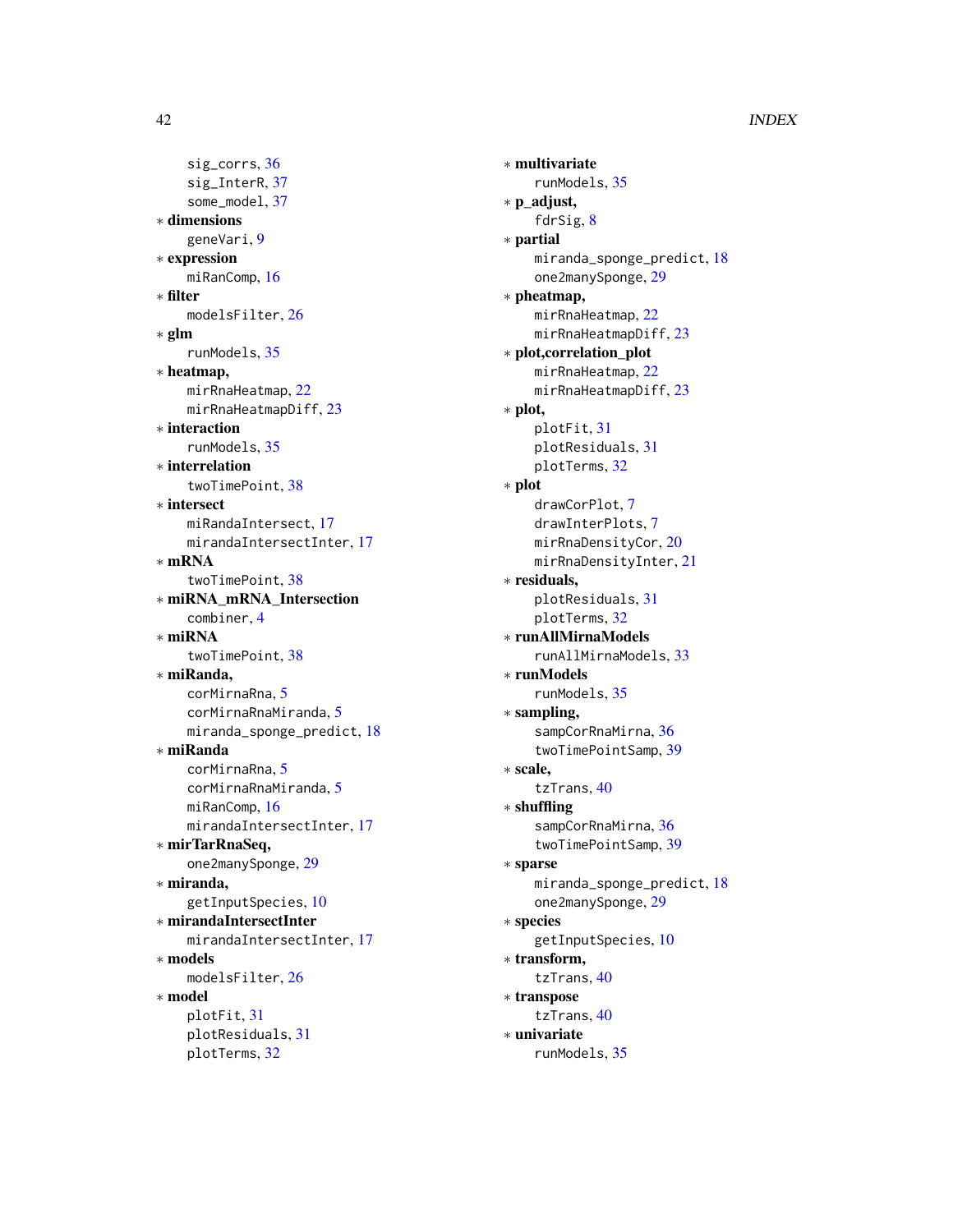sig_corrs, 36
sig_InterR, 37
some_model, 37

∗ **dimensions**
geneVari, 9

∗ **expression**
miRanComp, 16

∗ **filter**
modelsFilter, 26

∗ **glm**
runModels, 35

∗ **heatmap,**
mirRnaHeatmap, 22
mirRnaHeatmapDiff, 23

∗ **interaction**
runModels, 35

∗ **interrelation**
twoTimePoint, 38

∗ **intersect**
miRandaIntersect, 17
mirandaIntersectInter, 17

∗ **mRNA**
twoTimePoint, 38

∗ **miRNA_mRNA_Intersection**
combiner, 4

∗ **miRNA**
twoTimePoint, 38

∗ **miRanda,**
corMirnaRna, 5
corMirnaRnaMiranda, 5
miranda_sponge_predict, 18

∗ **miRanda**
corMirnaRna, 5
corMirnaRnaMiranda, 5
miRanComp, 16
mirandaIntersectInter, 17

∗ **mirTarRnaSeq,**
one2manySponge, 29

∗ **miranda,**
getInputSpecies, 10

∗ **mirandaIntersectInter**
mirandaIntersectInter, 17

∗ **models**
modelsFilter, 26

∗ **model**
plotFit, 31
plotResiduals, 31
plotTerms, 32

∗ **multivariate**
runModels, 35

∗ **p_adjust,**
fdrSig, 8

∗ **partial**
miranda_sponge_predict, 18
one2manySponge, 29

∗ **pheatmap,**
mirRnaHeatmap, 22
mirRnaHeatmapDiff, 23

∗ **plot,correlation_plot**
mirRnaHeatmap, 22
mirRnaHeatmapDiff, 23

∗ **plot,**
plotFit, 31
plotResiduals, 31
plotTerms, 32

∗ **plot**
drawCorPlot, 7
drawInterPlots, 7
mirRnaDensityCor, 20
mirRnaDensityInter, 21

∗ **residuals,**
plotResiduals, 31
plotTerms, 32

∗ **runAllMirnaModels**
runAllMirnaModels, 33

∗ **runModels**
runModels, 35

∗ **sampling,**
sampCorRnaMirna, 36
twoTimePointSamp, 39

∗ **scale,**
tzTrans, 40

∗ **shuffling**
sampCorRnaMirna, 36
twoTimePointSamp, 39

∗ **sparse**
miranda_sponge_predict, 18
one2manySponge, 29

∗ **species**
getInputSpecies, 10

∗ **transform,**
tzTrans, 40

∗ **transpose**
tzTrans, 40

∗ **univariate**
runModels, 35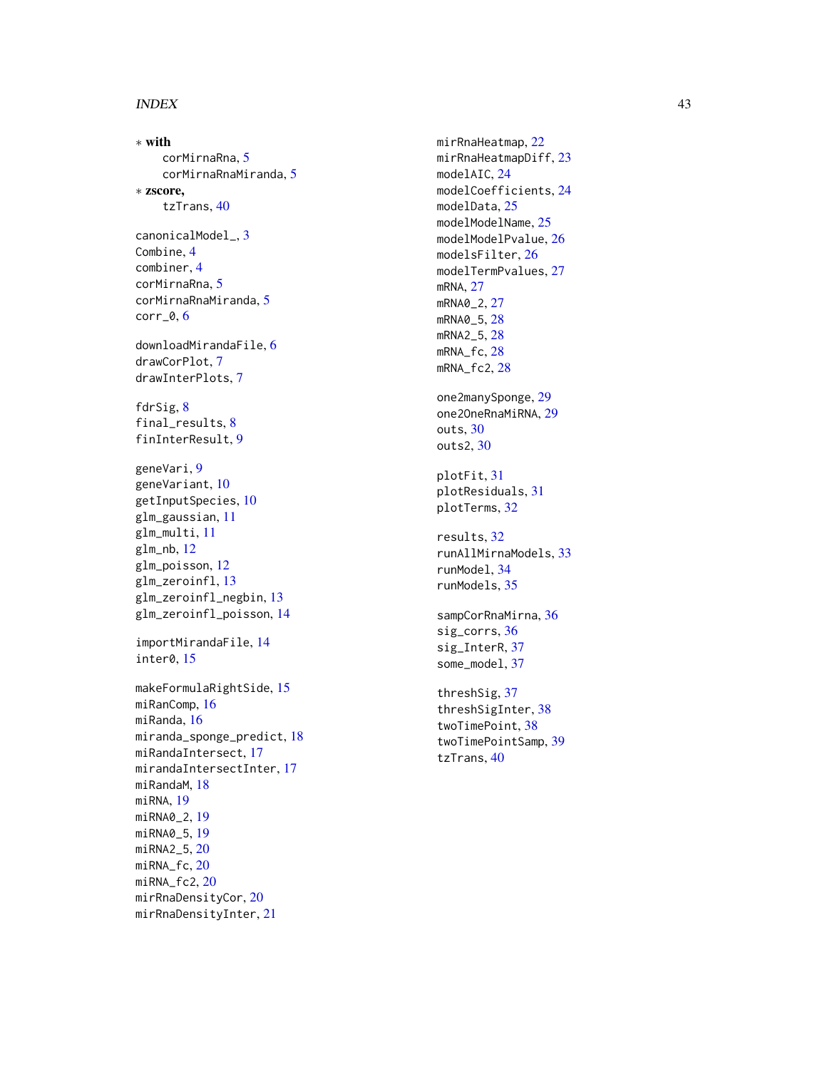∗ **with**

- corMirnaRna, 5
- corMirnaRnaMiranda, 5

∗ **zscore,**

- tzTrans, 40

canonicalModel_, 3
Combine, 4
combiner, 4
corMirnaRna, 5
corMirnaRnaMiranda, 5
corr_0, 6

downloadMirandaFile, 6
drawCorPlot, 7
drawInterPlots, 7

fdrSig, 8
final_results, 8
finInterResult, 9

geneVari, 9
geneVariant, 10
getInputSpecies, 10
glm_gaussian, 11
glm_multi, 11
glm_nb, 12
glm_poisson, 12
glm_zeroinfl, 13
glm_zeroinfl_negbin, 13
glm_zeroinfl_poisson, 14

importMirandaFile, 14
inter0, 15

makeFormulaRightSide, 15
miRanComp, 16
miRanda, 16
miranda_sponge_predict, 18
miRandaIntersect, 17
mirandaIntersectInter, 17
miRandaM, 18
miRNA, 19
miRNA0_2, 19
miRNA0_5, 19
miRNA2_5, 20
miRNA_fc, 20
miRNA_fc2, 20
mirRnaDensityCor, 20
mirRnaDensityInter, 21
mirRnaHeatmap, 22
mirRnaHeatmapDiff, 23
modelAIC, 24
modelCoefficients, 24
modelData, 25
modelModelName, 25
modelModelPvalue, 26
modelsFilter, 26
modelTermPvalues, 27
mRNA, 27
mRNA0_2, 27
mRNA0_5, 28
mRNA2_5, 28
mRNA_fc, 28
mRNA_fc2, 28

one2manySponge, 29
one2OneRnaMiRNA, 29
outs, 30
outs2, 30

plotFit, 31
plotResiduals, 31
plotTerms, 32

results, 32
runAllMirnaModels, 33
runModel, 34
runModels, 35

sampCorRnaMirna, 36
sig_corrs, 36
sig_InterR, 37
some_model, 37

threshSig, 37
threshSigInter, 38
twoTimePoint, 38
twoTimePointSamp, 39
tzTrans, 40